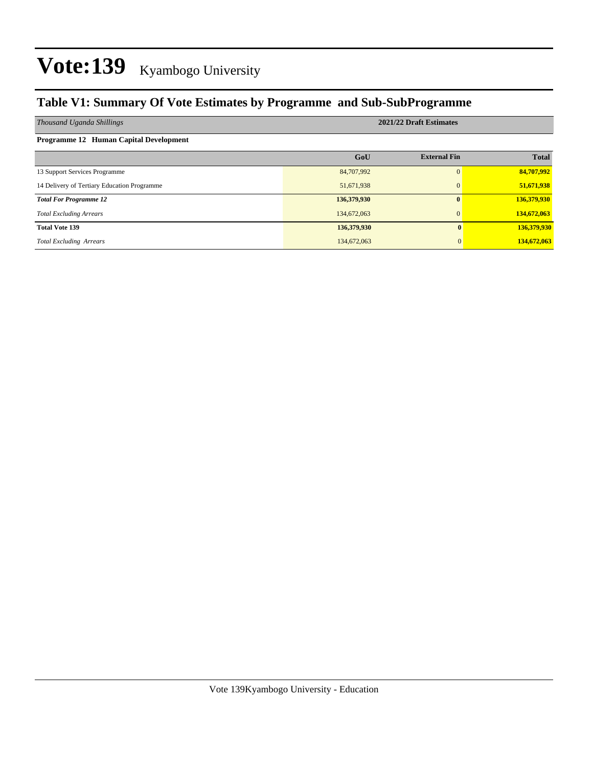# Vote:139 Kyambogo University

## Table V1: Summary Of Vote Estimates by Programme and Sub-SubProgramme

| *Thousand Uganda Shillings* | 2021/22 Draft Estimates | | |
|---|---|---|---|
| **Programme 12 Human Capital Development** | | | |
| | **GoU** | **External Fin** | **Total** |
| 13 Support Services Programme | 84,707,992 | 0 | **84,707,992** |
| 14 Delivery of Tertiary Education Programme | 51,671,938 | 0 | **51,671,938** |
| ***Total For Programme 12*** | **136,379,930** | **0** | **136,379,930** |
| *Total Excluding Arrears* | 134,672,063 | 0 | **134,672,063** |
| **Total Vote 139** | **136,379,930** | **0** | **136,379,930** |
| *Total Excluding Arrears* | 134,672,063 | 0 | **134,672,063** |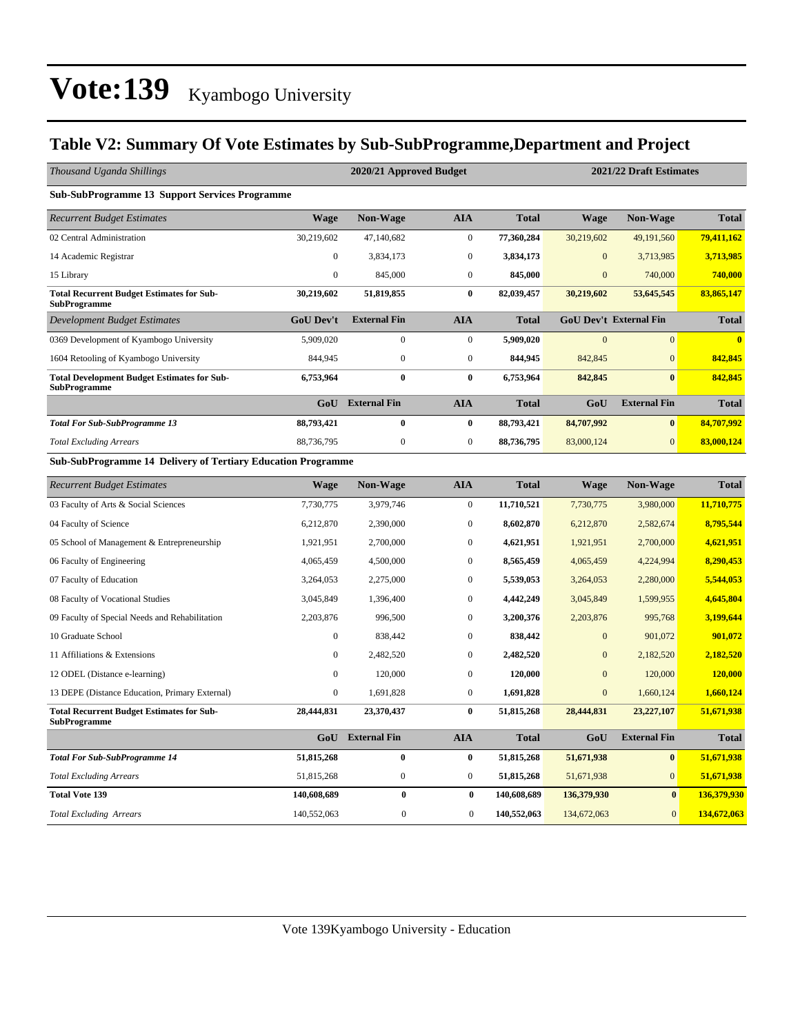# Vote:139 Kyambogo University

## Table V2: Summary Of Vote Estimates by Sub-SubProgramme,Department and Project

| *Thousand Uganda Shillings* | 2020/21 Approved Budget | | | | 2021/22 Draft Estimates | | |
|---|---|---|---|---|---|---|---|
| **Sub-SubProgramme 13 Support Services Programme** | | | | | | | |
| *Recurrent Budget Estimates* | **Wage** | **Non-Wage** | **AIA** | **Total** | **Wage** | **Non-Wage** | **Total** |
| 02 Central Administration | 30,219,602 | 47,140,682 | 0 | **77,360,284** | 30,219,602 | 49,191,560 | **79,411,162** |
| 14 Academic Registrar | 0 | 3,834,173 | 0 | **3,834,173** | 0 | 3,713,985 | **3,713,985** |
| 15 Library | 0 | 845,000 | 0 | **845,000** | 0 | 740,000 | **740,000** |
| **Total Recurrent Budget Estimates for Sub-SubProgramme** | **30,219,602** | **51,819,855** | **0** | **82,039,457** | **30,219,602** | **53,645,545** | **83,865,147** |
| *Development Budget Estimates* | **GoU Dev't** | **External Fin** | **AIA** | **Total** | **GoU Dev't** | **External Fin** | **Total** |
| 0369 Development of Kyambogo University | 5,909,020 | 0 | 0 | **5,909,020** | 0 | 0 | **0** |
| 1604 Retooling of Kyambogo University | 844,945 | 0 | 0 | **844,945** | 842,845 | 0 | **842,845** |
| **Total Development Budget Estimates for Sub-SubProgramme** | **6,753,964** | **0** | **0** | **6,753,964** | **842,845** | **0** | **842,845** |
| | **GoU** | **External Fin** | **AIA** | **Total** | **GoU** | **External Fin** | **Total** |
| ***Total For Sub-SubProgramme 13*** | **88,793,421** | **0** | **0** | **88,793,421** | **84,707,992** | **0** | **84,707,992** |
| *Total Excluding Arrears* | 88,736,795 | 0 | 0 | **88,736,795** | 83,000,124 | 0 | **83,000,124** |
| **Sub-SubProgramme 14 Delivery of Tertiary Education Programme** | | | | | | | |
| *Recurrent Budget Estimates* | **Wage** | **Non-Wage** | **AIA** | **Total** | **Wage** | **Non-Wage** | **Total** |
| 03 Faculty of Arts & Social Sciences | 7,730,775 | 3,979,746 | 0 | **11,710,521** | 7,730,775 | 3,980,000 | **11,710,775** |
| 04 Faculty of Science | 6,212,870 | 2,390,000 | 0 | **8,602,870** | 6,212,870 | 2,582,674 | **8,795,544** |
| 05 School of Management & Entrepreneurship | 1,921,951 | 2,700,000 | 0 | **4,621,951** | 1,921,951 | 2,700,000 | **4,621,951** |
| 06 Faculty of Engineering | 4,065,459 | 4,500,000 | 0 | **8,565,459** | 4,065,459 | 4,224,994 | **8,290,453** |
| 07 Faculty of Education | 3,264,053 | 2,275,000 | 0 | **5,539,053** | 3,264,053 | 2,280,000 | **5,544,053** |
| 08 Faculty of Vocational Studies | 3,045,849 | 1,396,400 | 0 | **4,442,249** | 3,045,849 | 1,599,955 | **4,645,804** |
| 09 Faculty of Special Needs and Rehabilitation | 2,203,876 | 996,500 | 0 | **3,200,376** | 2,203,876 | 995,768 | **3,199,644** |
| 10 Graduate School | 0 | 838,442 | 0 | **838,442** | 0 | 901,072 | **901,072** |
| 11 Affiliations & Extensions | 0 | 2,482,520 | 0 | **2,482,520** | 0 | 2,182,520 | **2,182,520** |
| 12 ODEL (Distance e-learning) | 0 | 120,000 | 0 | **120,000** | 0 | 120,000 | **120,000** |
| 13 DEPE (Distance Education, Primary External) | 0 | 1,691,828 | 0 | **1,691,828** | 0 | 1,660,124 | **1,660,124** |
| **Total Recurrent Budget Estimates for Sub-SubProgramme** | **28,444,831** | **23,370,437** | **0** | **51,815,268** | **28,444,831** | **23,227,107** | **51,671,938** |
| | **GoU** | **External Fin** | **AIA** | **Total** | **GoU** | **External Fin** | **Total** |
| ***Total For Sub-SubProgramme 14*** | **51,815,268** | **0** | **0** | **51,815,268** | **51,671,938** | **0** | **51,671,938** |
| *Total Excluding Arrears* | 51,815,268 | 0 | 0 | **51,815,268** | 51,671,938 | 0 | **51,671,938** |
| **Total Vote 139** | **140,608,689** | **0** | **0** | **140,608,689** | **136,379,930** | **0** | **136,379,930** |
| *Total Excluding Arrears* | 140,552,063 | 0 | 0 | **140,552,063** | 134,672,063 | 0 | **134,672,063** |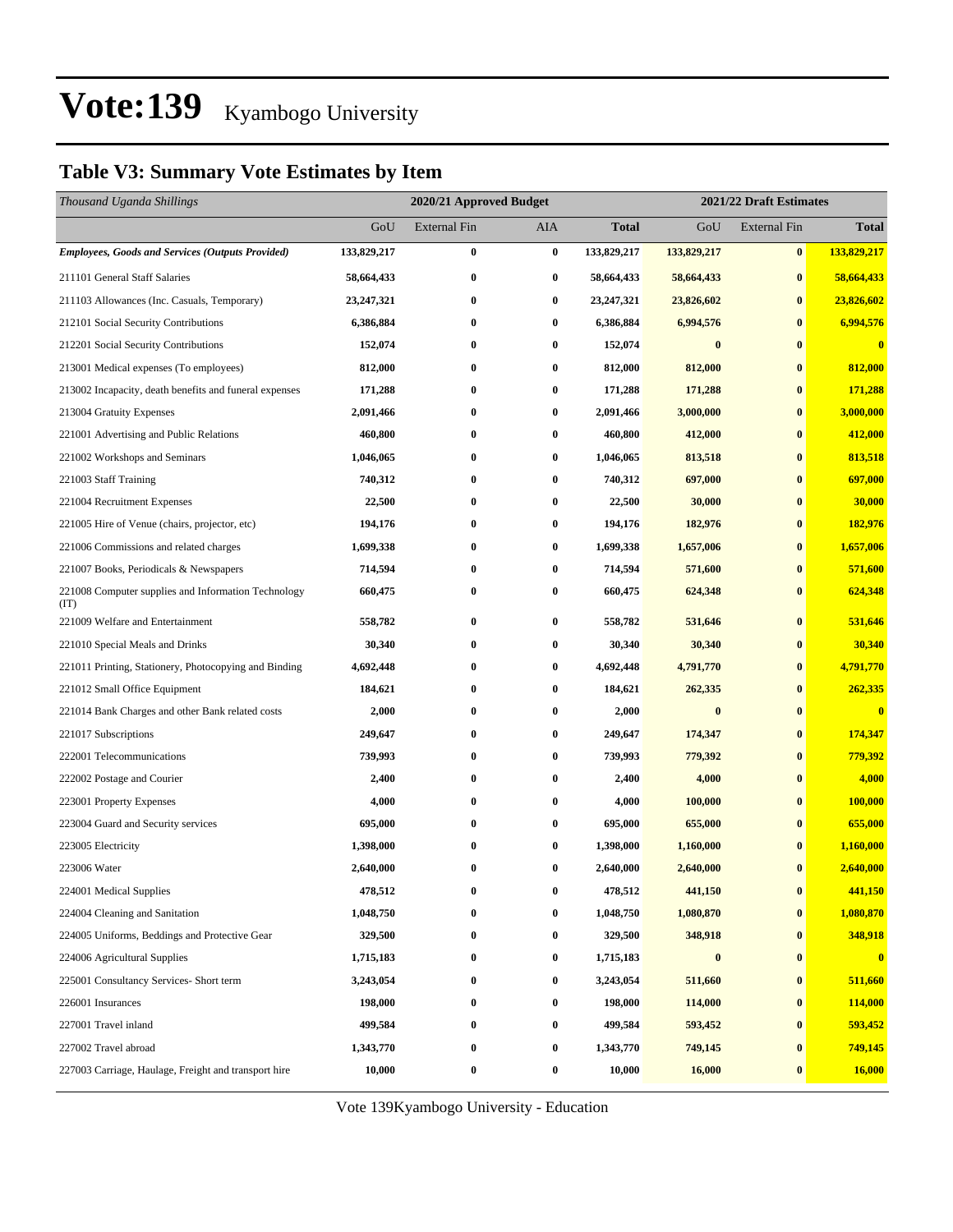# Vote:139 Kyambogo University

## Table V3: Summary Vote Estimates by Item

| *Thousand Uganda Shillings* | 2020/21 Approved Budget | | | | 2021/22 Draft Estimates | | |
|---|---|---|---|---|---|---|---|
| | GoU | External Fin | AIA | **Total** | GoU | External Fin | **Total** |
| ***Employees, Goods and Services (Outputs Provided)*** | **133,829,217** | **0** | **0** | **133,829,217** | **133,829,217** | **0** | **133,829,217** |
| 211101 General Staff Salaries | **58,664,433** | **0** | **0** | **58,664,433** | **58,664,433** | **0** | **58,664,433** |
| 211103 Allowances (Inc. Casuals, Temporary) | **23,247,321** | **0** | **0** | **23,247,321** | **23,826,602** | **0** | **23,826,602** |
| 212101 Social Security Contributions | **6,386,884** | **0** | **0** | **6,386,884** | **6,994,576** | **0** | **6,994,576** |
| 212201 Social Security Contributions | **152,074** | **0** | **0** | **152,074** | **0** | **0** | **0** |
| 213001 Medical expenses (To employees) | **812,000** | **0** | **0** | **812,000** | **812,000** | **0** | **812,000** |
| 213002 Incapacity, death benefits and funeral expenses | **171,288** | **0** | **0** | **171,288** | **171,288** | **0** | **171,288** |
| 213004 Gratuity Expenses | **2,091,466** | **0** | **0** | **2,091,466** | **3,000,000** | **0** | **3,000,000** |
| 221001 Advertising and Public Relations | **460,800** | **0** | **0** | **460,800** | **412,000** | **0** | **412,000** |
| 221002 Workshops and Seminars | **1,046,065** | **0** | **0** | **1,046,065** | **813,518** | **0** | **813,518** |
| 221003 Staff Training | **740,312** | **0** | **0** | **740,312** | **697,000** | **0** | **697,000** |
| 221004 Recruitment Expenses | **22,500** | **0** | **0** | **22,500** | **30,000** | **0** | **30,000** |
| 221005 Hire of Venue (chairs, projector, etc) | **194,176** | **0** | **0** | **194,176** | **182,976** | **0** | **182,976** |
| 221006 Commissions and related charges | **1,699,338** | **0** | **0** | **1,699,338** | **1,657,006** | **0** | **1,657,006** |
| 221007 Books, Periodicals & Newspapers | **714,594** | **0** | **0** | **714,594** | **571,600** | **0** | **571,600** |
| 221008 Computer supplies and Information Technology (IT) | **660,475** | **0** | **0** | **660,475** | **624,348** | **0** | **624,348** |
| 221009 Welfare and Entertainment | **558,782** | **0** | **0** | **558,782** | **531,646** | **0** | **531,646** |
| 221010 Special Meals and Drinks | **30,340** | **0** | **0** | **30,340** | **30,340** | **0** | **30,340** |
| 221011 Printing, Stationery, Photocopying and Binding | **4,692,448** | **0** | **0** | **4,692,448** | **4,791,770** | **0** | **4,791,770** |
| 221012 Small Office Equipment | **184,621** | **0** | **0** | **184,621** | **262,335** | **0** | **262,335** |
| 221014 Bank Charges and other Bank related costs | **2,000** | **0** | **0** | **2,000** | **0** | **0** | **0** |
| 221017 Subscriptions | **249,647** | **0** | **0** | **249,647** | **174,347** | **0** | **174,347** |
| 222001 Telecommunications | **739,993** | **0** | **0** | **739,993** | **779,392** | **0** | **779,392** |
| 222002 Postage and Courier | **2,400** | **0** | **0** | **2,400** | **4,000** | **0** | **4,000** |
| 223001 Property Expenses | **4,000** | **0** | **0** | **4,000** | **100,000** | **0** | **100,000** |
| 223004 Guard and Security services | **695,000** | **0** | **0** | **695,000** | **655,000** | **0** | **655,000** |
| 223005 Electricity | **1,398,000** | **0** | **0** | **1,398,000** | **1,160,000** | **0** | **1,160,000** |
| 223006 Water | **2,640,000** | **0** | **0** | **2,640,000** | **2,640,000** | **0** | **2,640,000** |
| 224001 Medical Supplies | **478,512** | **0** | **0** | **478,512** | **441,150** | **0** | **441,150** |
| 224004 Cleaning and Sanitation | **1,048,750** | **0** | **0** | **1,048,750** | **1,080,870** | **0** | **1,080,870** |
| 224005 Uniforms, Beddings and Protective Gear | **329,500** | **0** | **0** | **329,500** | **348,918** | **0** | **348,918** |
| 224006 Agricultural Supplies | **1,715,183** | **0** | **0** | **1,715,183** | **0** | **0** | **0** |
| 225001 Consultancy Services- Short term | **3,243,054** | **0** | **0** | **3,243,054** | **511,660** | **0** | **511,660** |
| 226001 Insurances | **198,000** | **0** | **0** | **198,000** | **114,000** | **0** | **114,000** |
| 227001 Travel inland | **499,584** | **0** | **0** | **499,584** | **593,452** | **0** | **593,452** |
| 227002 Travel abroad | **1,343,770** | **0** | **0** | **1,343,770** | **749,145** | **0** | **749,145** |
| 227003 Carriage, Haulage, Freight and transport hire | **10,000** | **0** | **0** | **10,000** | **16,000** | **0** | **16,000** |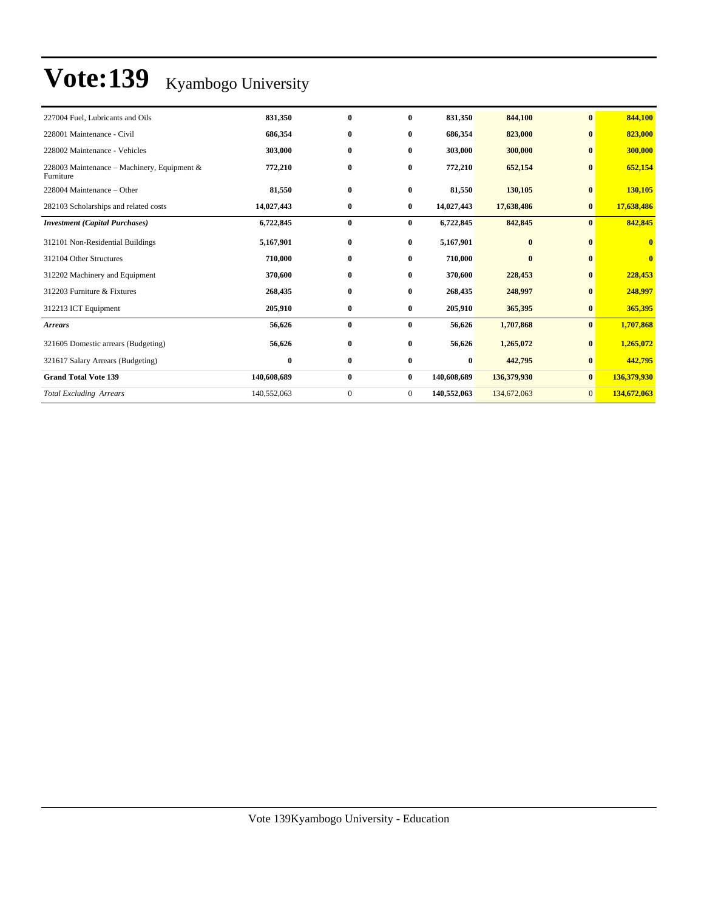# Vote:139 Kyambogo University

| | | | | | | | |
|---|---|---|---|---|---|---|---|
| 227004 Fuel, Lubricants and Oils | **831,350** | **0** | **0** | **831,350** | **844,100** | **0** | **844,100** |
| 228001 Maintenance - Civil | **686,354** | **0** | **0** | **686,354** | **823,000** | **0** | **823,000** |
| 228002 Maintenance - Vehicles | **303,000** | **0** | **0** | **303,000** | **300,000** | **0** | **300,000** |
| 228003 Maintenance – Machinery, Equipment & Furniture | **772,210** | **0** | **0** | **772,210** | **652,154** | **0** | **652,154** |
| 228004 Maintenance – Other | **81,550** | **0** | **0** | **81,550** | **130,105** | **0** | **130,105** |
| 282103 Scholarships and related costs | **14,027,443** | **0** | **0** | **14,027,443** | **17,638,486** | **0** | **17,638,486** |
| ***Investment (Capital Purchases)*** | **6,722,845** | **0** | **0** | **6,722,845** | **842,845** | **0** | **842,845** |
| 312101 Non-Residential Buildings | **5,167,901** | **0** | **0** | **5,167,901** | **0** | **0** | **0** |
| 312104 Other Structures | **710,000** | **0** | **0** | **710,000** | **0** | **0** | **0** |
| 312202 Machinery and Equipment | **370,600** | **0** | **0** | **370,600** | **228,453** | **0** | **228,453** |
| 312203 Furniture & Fixtures | **268,435** | **0** | **0** | **268,435** | **248,997** | **0** | **248,997** |
| 312213 ICT Equipment | **205,910** | **0** | **0** | **205,910** | **365,395** | **0** | **365,395** |
| ***Arrears*** | **56,626** | **0** | **0** | **56,626** | **1,707,868** | **0** | **1,707,868** |
| 321605 Domestic arrears (Budgeting) | **56,626** | **0** | **0** | **56,626** | **1,265,072** | **0** | **1,265,072** |
| 321617 Salary Arrears (Budgeting) | **0** | **0** | **0** | **0** | **442,795** | **0** | **442,795** |
| **Grand Total Vote 139** | **140,608,689** | **0** | **0** | **140,608,689** | **136,379,930** | **0** | **136,379,930** |
| *Total Excluding Arrears* | 140,552,063 | 0 | 0 | **140,552,063** | 134,672,063 | 0 | **134,672,063** |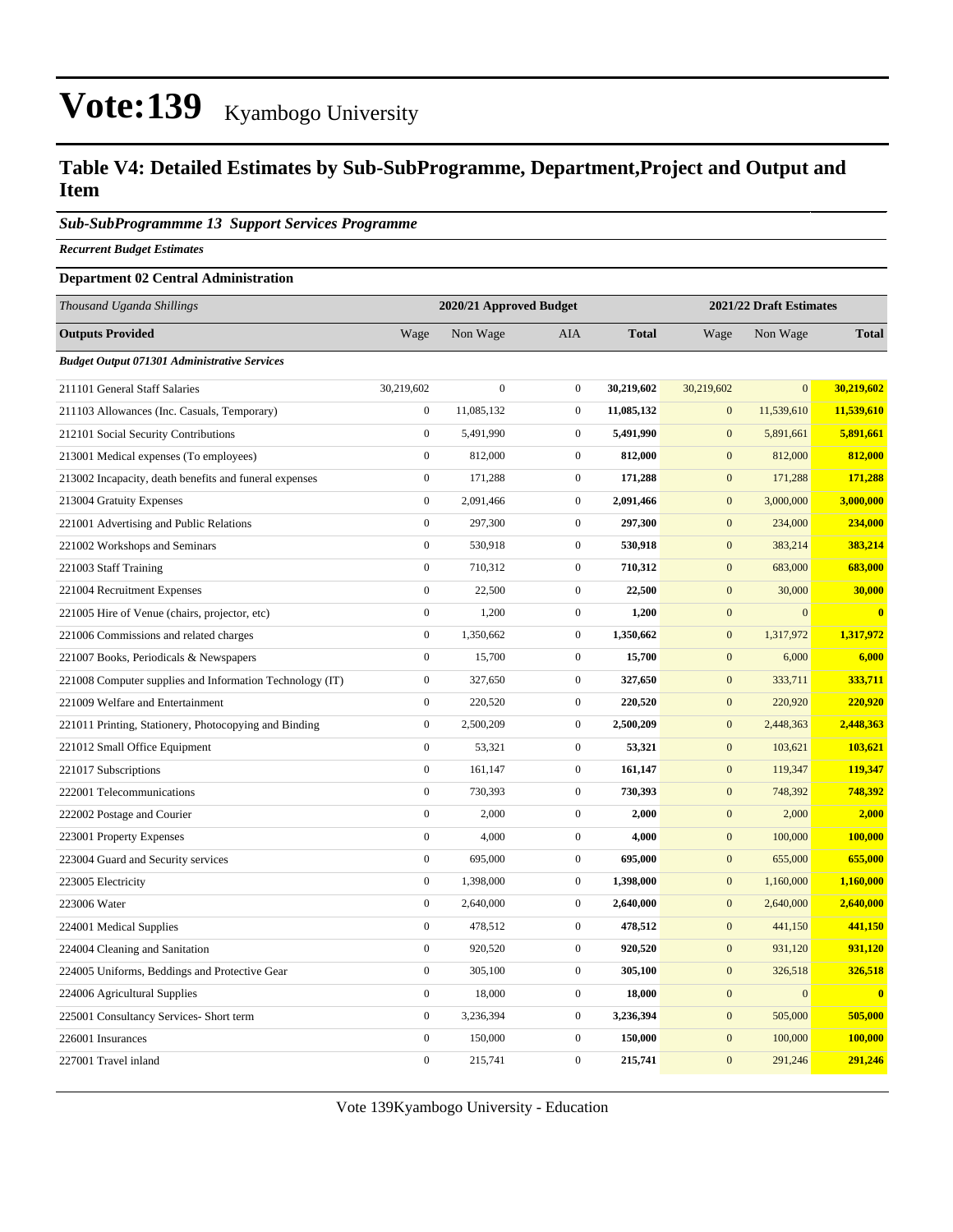# Vote:139 Kyambogo University

## Table V4: Detailed Estimates by Sub-SubProgramme, Department,Project and Output and Item

### *Sub-SubProgrammme 13 Support Services Programme*

***Recurrent Budget Estimates***

**Department 02 Central Administration**

| *Thousand Uganda Shillings* | 2020/21 Approved Budget | | | | 2021/22 Draft Estimates | | |
|---|---|---|---|---|---|---|---|
| **Outputs Provided** | Wage | Non Wage | AIA | **Total** | Wage | Non Wage | **Total** |
| ***Budget Output 071301 Administrative Services*** | | | | | | | |
| 211101 General Staff Salaries | 30,219,602 | 0 | 0 | **30,219,602** | 30,219,602 | 0 | **30,219,602** |
| 211103 Allowances (Inc. Casuals, Temporary) | 0 | 11,085,132 | 0 | **11,085,132** | 0 | 11,539,610 | **11,539,610** |
| 212101 Social Security Contributions | 0 | 5,491,990 | 0 | **5,491,990** | 0 | 5,891,661 | **5,891,661** |
| 213001 Medical expenses (To employees) | 0 | 812,000 | 0 | **812,000** | 0 | 812,000 | **812,000** |
| 213002 Incapacity, death benefits and funeral expenses | 0 | 171,288 | 0 | **171,288** | 0 | 171,288 | **171,288** |
| 213004 Gratuity Expenses | 0 | 2,091,466 | 0 | **2,091,466** | 0 | 3,000,000 | **3,000,000** |
| 221001 Advertising and Public Relations | 0 | 297,300 | 0 | **297,300** | 0 | 234,000 | **234,000** |
| 221002 Workshops and Seminars | 0 | 530,918 | 0 | **530,918** | 0 | 383,214 | **383,214** |
| 221003 Staff Training | 0 | 710,312 | 0 | **710,312** | 0 | 683,000 | **683,000** |
| 221004 Recruitment Expenses | 0 | 22,500 | 0 | **22,500** | 0 | 30,000 | **30,000** |
| 221005 Hire of Venue (chairs, projector, etc) | 0 | 1,200 | 0 | **1,200** | 0 | 0 | **0** |
| 221006 Commissions and related charges | 0 | 1,350,662 | 0 | **1,350,662** | 0 | 1,317,972 | **1,317,972** |
| 221007 Books, Periodicals & Newspapers | 0 | 15,700 | 0 | **15,700** | 0 | 6,000 | **6,000** |
| 221008 Computer supplies and Information Technology (IT) | 0 | 327,650 | 0 | **327,650** | 0 | 333,711 | **333,711** |
| 221009 Welfare and Entertainment | 0 | 220,520 | 0 | **220,520** | 0 | 220,920 | **220,920** |
| 221011 Printing, Stationery, Photocopying and Binding | 0 | 2,500,209 | 0 | **2,500,209** | 0 | 2,448,363 | **2,448,363** |
| 221012 Small Office Equipment | 0 | 53,321 | 0 | **53,321** | 0 | 103,621 | **103,621** |
| 221017 Subscriptions | 0 | 161,147 | 0 | **161,147** | 0 | 119,347 | **119,347** |
| 222001 Telecommunications | 0 | 730,393 | 0 | **730,393** | 0 | 748,392 | **748,392** |
| 222002 Postage and Courier | 0 | 2,000 | 0 | **2,000** | 0 | 2,000 | **2,000** |
| 223001 Property Expenses | 0 | 4,000 | 0 | **4,000** | 0 | 100,000 | **100,000** |
| 223004 Guard and Security services | 0 | 695,000 | 0 | **695,000** | 0 | 655,000 | **655,000** |
| 223005 Electricity | 0 | 1,398,000 | 0 | **1,398,000** | 0 | 1,160,000 | **1,160,000** |
| 223006 Water | 0 | 2,640,000 | 0 | **2,640,000** | 0 | 2,640,000 | **2,640,000** |
| 224001 Medical Supplies | 0 | 478,512 | 0 | **478,512** | 0 | 441,150 | **441,150** |
| 224004 Cleaning and Sanitation | 0 | 920,520 | 0 | **920,520** | 0 | 931,120 | **931,120** |
| 224005 Uniforms, Beddings and Protective Gear | 0 | 305,100 | 0 | **305,100** | 0 | 326,518 | **326,518** |
| 224006 Agricultural Supplies | 0 | 18,000 | 0 | **18,000** | 0 | 0 | **0** |
| 225001 Consultancy Services- Short term | 0 | 3,236,394 | 0 | **3,236,394** | 0 | 505,000 | **505,000** |
| 226001 Insurances | 0 | 150,000 | 0 | **150,000** | 0 | 100,000 | **100,000** |
| 227001 Travel inland | 0 | 215,741 | 0 | **215,741** | 0 | 291,246 | **291,246** |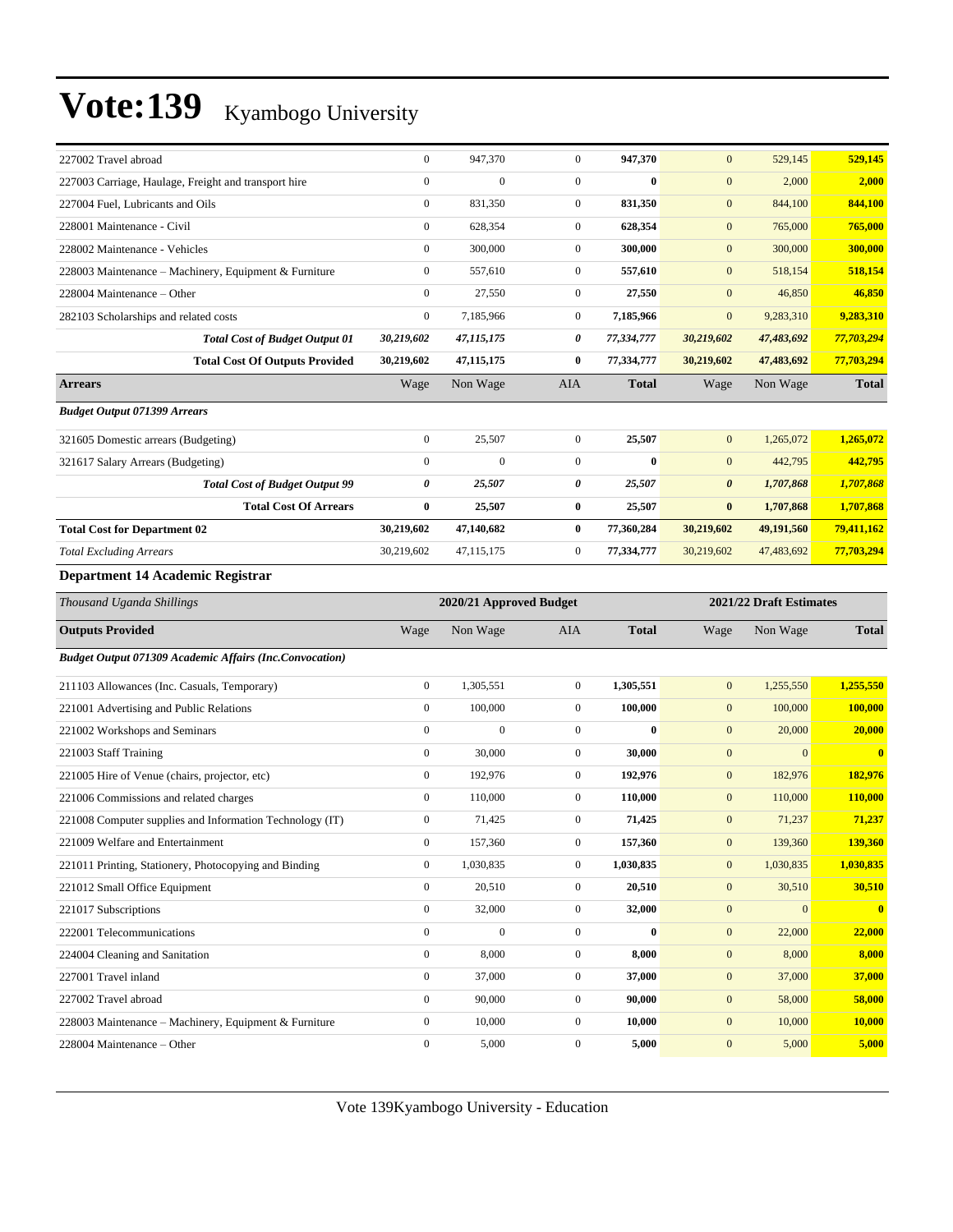# Vote:139 Kyambogo University

| | | | | | | | |
|---|---|---|---|---|---|---|---|
| 227002 Travel abroad | 0 | 947,370 | 0 | **947,370** | 0 | 529,145 | **529,145** |
| 227003 Carriage, Haulage, Freight and transport hire | 0 | 0 | 0 | **0** | 0 | 2,000 | **2,000** |
| 227004 Fuel, Lubricants and Oils | 0 | 831,350 | 0 | **831,350** | 0 | 844,100 | **844,100** |
| 228001 Maintenance - Civil | 0 | 628,354 | 0 | **628,354** | 0 | 765,000 | **765,000** |
| 228002 Maintenance - Vehicles | 0 | 300,000 | 0 | **300,000** | 0 | 300,000 | **300,000** |
| 228003 Maintenance – Machinery, Equipment & Furniture | 0 | 557,610 | 0 | **557,610** | 0 | 518,154 | **518,154** |
| 228004 Maintenance – Other | 0 | 27,550 | 0 | **27,550** | 0 | 46,850 | **46,850** |
| 282103 Scholarships and related costs | 0 | 7,185,966 | 0 | **7,185,966** | 0 | 9,283,310 | **9,283,310** |
| ***Total Cost of Budget Output 01*** | ***30,219,602*** | ***47,115,175*** | ***0*** | ***77,334,777*** | ***30,219,602*** | ***47,483,692*** | ***77,703,294*** |
| **Total Cost Of Outputs Provided** | **30,219,602** | **47,115,175** | **0** | **77,334,777** | **30,219,602** | **47,483,692** | **77,703,294** |
| **Arrears** | Wage | Non Wage | AIA | **Total** | Wage | Non Wage | **Total** |
| ***Budget Output 071399 Arrears*** | | | | | | | |
| 321605 Domestic arrears (Budgeting) | 0 | 25,507 | 0 | **25,507** | 0 | 1,265,072 | **1,265,072** |
| 321617 Salary Arrears (Budgeting) | 0 | 0 | 0 | **0** | 0 | 442,795 | **442,795** |
| ***Total Cost of Budget Output 99*** | ***0*** | ***25,507*** | ***0*** | ***25,507*** | ***0*** | ***1,707,868*** | ***1,707,868*** |
| **Total Cost Of Arrears** | **0** | **25,507** | **0** | **25,507** | **0** | **1,707,868** | **1,707,868** |
| **Total Cost for Department 02** | **30,219,602** | **47,140,682** | **0** | **77,360,284** | **30,219,602** | **49,191,560** | **79,411,162** |
| *Total Excluding Arrears* | 30,219,602 | 47,115,175 | 0 | **77,334,777** | 30,219,602 | 47,483,692 | **77,703,294** |

### Department 14 Academic Registrar

| *Thousand Uganda Shillings* | 2020/21 Approved Budget | | | | 2021/22 Draft Estimates | | |
|---|---|---|---|---|---|---|---|
| **Outputs Provided** | Wage | Non Wage | AIA | **Total** | Wage | Non Wage | **Total** |
| ***Budget Output 071309 Academic Affairs (Inc.Convocation)*** | | | | | | | |
| 211103 Allowances (Inc. Casuals, Temporary) | 0 | 1,305,551 | 0 | **1,305,551** | 0 | 1,255,550 | **1,255,550** |
| 221001 Advertising and Public Relations | 0 | 100,000 | 0 | **100,000** | 0 | 100,000 | **100,000** |
| 221002 Workshops and Seminars | 0 | 0 | 0 | **0** | 0 | 20,000 | **20,000** |
| 221003 Staff Training | 0 | 30,000 | 0 | **30,000** | 0 | 0 | **0** |
| 221005 Hire of Venue (chairs, projector, etc) | 0 | 192,976 | 0 | **192,976** | 0 | 182,976 | **182,976** |
| 221006 Commissions and related charges | 0 | 110,000 | 0 | **110,000** | 0 | 110,000 | **110,000** |
| 221008 Computer supplies and Information Technology (IT) | 0 | 71,425 | 0 | **71,425** | 0 | 71,237 | **71,237** |
| 221009 Welfare and Entertainment | 0 | 157,360 | 0 | **157,360** | 0 | 139,360 | **139,360** |
| 221011 Printing, Stationery, Photocopying and Binding | 0 | 1,030,835 | 0 | **1,030,835** | 0 | 1,030,835 | **1,030,835** |
| 221012 Small Office Equipment | 0 | 20,510 | 0 | **20,510** | 0 | 30,510 | **30,510** |
| 221017 Subscriptions | 0 | 32,000 | 0 | **32,000** | 0 | 0 | **0** |
| 222001 Telecommunications | 0 | 0 | 0 | **0** | 0 | 22,000 | **22,000** |
| 224004 Cleaning and Sanitation | 0 | 8,000 | 0 | **8,000** | 0 | 8,000 | **8,000** |
| 227001 Travel inland | 0 | 37,000 | 0 | **37,000** | 0 | 37,000 | **37,000** |
| 227002 Travel abroad | 0 | 90,000 | 0 | **90,000** | 0 | 58,000 | **58,000** |
| 228003 Maintenance – Machinery, Equipment & Furniture | 0 | 10,000 | 0 | **10,000** | 0 | 10,000 | **10,000** |
| 228004 Maintenance – Other | 0 | 5,000 | 0 | **5,000** | 0 | 5,000 | **5,000** |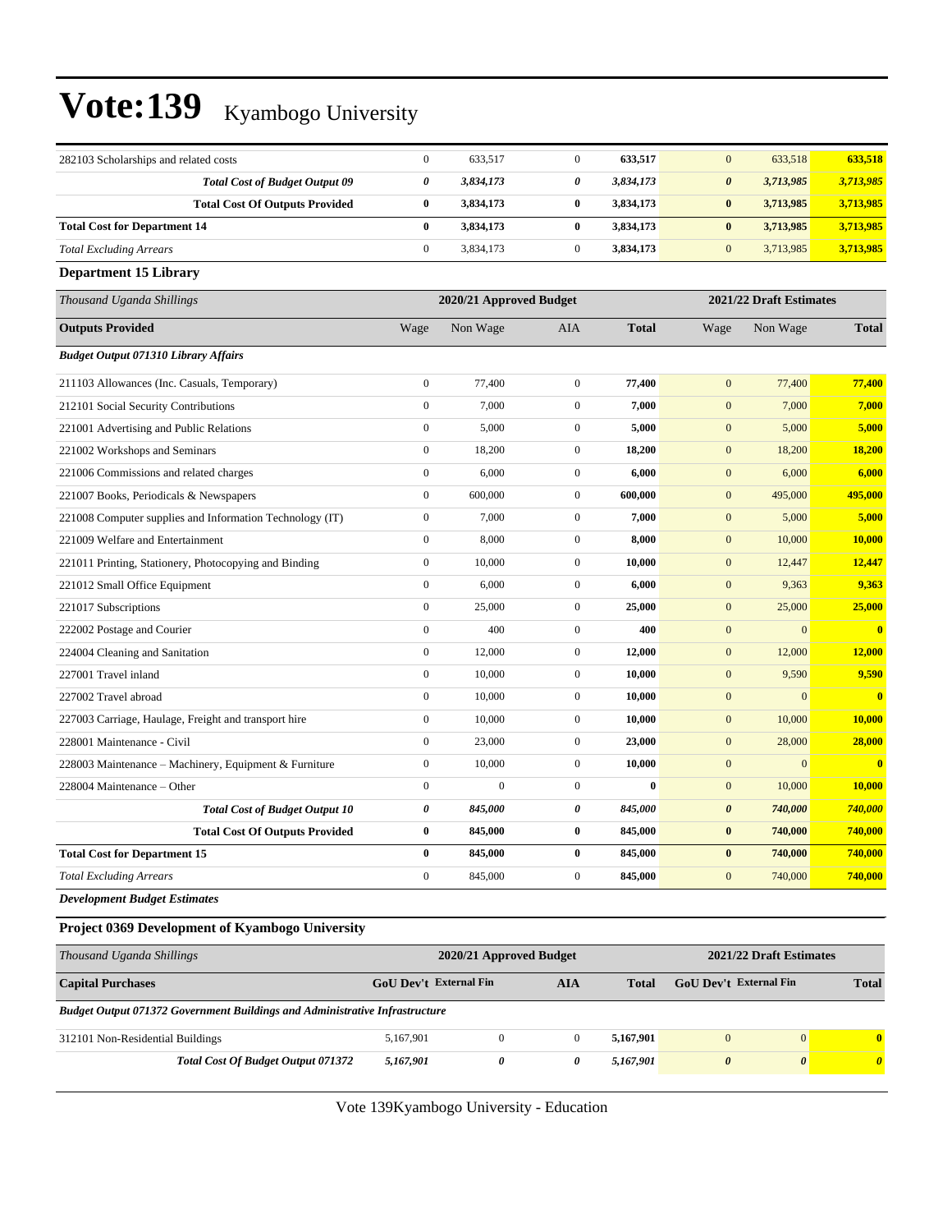| | Wage | Non Wage | AIA | Total | Wage | Non Wage | Total |
|---|---|---|---|---|---|---|---|
| 282103 Scholarships and related costs | 0 | 633,517 | 0 | **633,517** | 0 | 633,518 | **633,518** |
| ***Total Cost of Budget Output 09*** | ***0*** | ***3,834,173*** | ***0*** | ***3,834,173*** | ***0*** | ***3,713,985*** | ***3,713,985*** |
| **Total Cost Of Outputs Provided** | **0** | **3,834,173** | **0** | **3,834,173** | **0** | **3,713,985** | **3,713,985** |
| **Total Cost for Department 14** | **0** | **3,834,173** | **0** | **3,834,173** | **0** | **3,713,985** | **3,713,985** |
| *Total Excluding Arrears* | 0 | 3,834,173 | 0 | **3,834,173** | 0 | 3,713,985 | **3,713,985** |

**Department 15 Library**

| *Thousand Uganda Shillings* | 2020/21 Approved Budget | | | | 2021/22 Draft Estimates | | |
|---|---|---|---|---|---|---|---|
| **Outputs Provided** | Wage | Non Wage | AIA | **Total** | Wage | Non Wage | **Total** |
| ***Budget Output 071310 Library Affairs*** | | | | | | | |
| 211103 Allowances (Inc. Casuals, Temporary) | 0 | 77,400 | 0 | **77,400** | 0 | 77,400 | **77,400** |
| 212101 Social Security Contributions | 0 | 7,000 | 0 | **7,000** | 0 | 7,000 | **7,000** |
| 221001 Advertising and Public Relations | 0 | 5,000 | 0 | **5,000** | 0 | 5,000 | **5,000** |
| 221002 Workshops and Seminars | 0 | 18,200 | 0 | **18,200** | 0 | 18,200 | **18,200** |
| 221006 Commissions and related charges | 0 | 6,000 | 0 | **6,000** | 0 | 6,000 | **6,000** |
| 221007 Books, Periodicals & Newspapers | 0 | 600,000 | 0 | **600,000** | 0 | 495,000 | **495,000** |
| 221008 Computer supplies and Information Technology (IT) | 0 | 7,000 | 0 | **7,000** | 0 | 5,000 | **5,000** |
| 221009 Welfare and Entertainment | 0 | 8,000 | 0 | **8,000** | 0 | 10,000 | **10,000** |
| 221011 Printing, Stationery, Photocopying and Binding | 0 | 10,000 | 0 | **10,000** | 0 | 12,447 | **12,447** |
| 221012 Small Office Equipment | 0 | 6,000 | 0 | **6,000** | 0 | 9,363 | **9,363** |
| 221017 Subscriptions | 0 | 25,000 | 0 | **25,000** | 0 | 25,000 | **25,000** |
| 222002 Postage and Courier | 0 | 400 | 0 | **400** | 0 | 0 | **0** |
| 224004 Cleaning and Sanitation | 0 | 12,000 | 0 | **12,000** | 0 | 12,000 | **12,000** |
| 227001 Travel inland | 0 | 10,000 | 0 | **10,000** | 0 | 9,590 | **9,590** |
| 227002 Travel abroad | 0 | 10,000 | 0 | **10,000** | 0 | 0 | **0** |
| 227003 Carriage, Haulage, Freight and transport hire | 0 | 10,000 | 0 | **10,000** | 0 | 10,000 | **10,000** |
| 228001 Maintenance - Civil | 0 | 23,000 | 0 | **23,000** | 0 | 28,000 | **28,000** |
| 228003 Maintenance – Machinery, Equipment & Furniture | 0 | 10,000 | 0 | **10,000** | 0 | 0 | **0** |
| 228004 Maintenance – Other | 0 | 0 | 0 | **0** | 0 | 10,000 | **10,000** |
| ***Total Cost of Budget Output 10*** | ***0*** | ***845,000*** | ***0*** | ***845,000*** | ***0*** | ***740,000*** | ***740,000*** |
| **Total Cost Of Outputs Provided** | **0** | **845,000** | **0** | **845,000** | **0** | **740,000** | **740,000** |
| **Total Cost for Department 15** | **0** | **845,000** | **0** | **845,000** | **0** | **740,000** | **740,000** |
| *Total Excluding Arrears* | 0 | 845,000 | 0 | **845,000** | 0 | 740,000 | **740,000** |

***Development Budget Estimates***

**Project 0369 Development of Kyambogo University**

| *Thousand Uganda Shillings* | 2020/21 Approved Budget | | | | 2021/22 Draft Estimates | | |
|---|---|---|---|---|---|---|---|
| **Capital Purchases** | **GoU Dev't** | **External Fin** | **AIA** | **Total** | **GoU Dev't** | **External Fin** | **Total** |
| ***Budget Output 071372 Government Buildings and Administrative Infrastructure*** | | | | | | | |
| 312101 Non-Residential Buildings | 5,167,901 | 0 | 0 | **5,167,901** | 0 | 0 | **0** |
| ***Total Cost Of Budget Output 071372*** | ***5,167,901*** | ***0*** | ***0*** | ***5,167,901*** | ***0*** | ***0*** | ***0*** |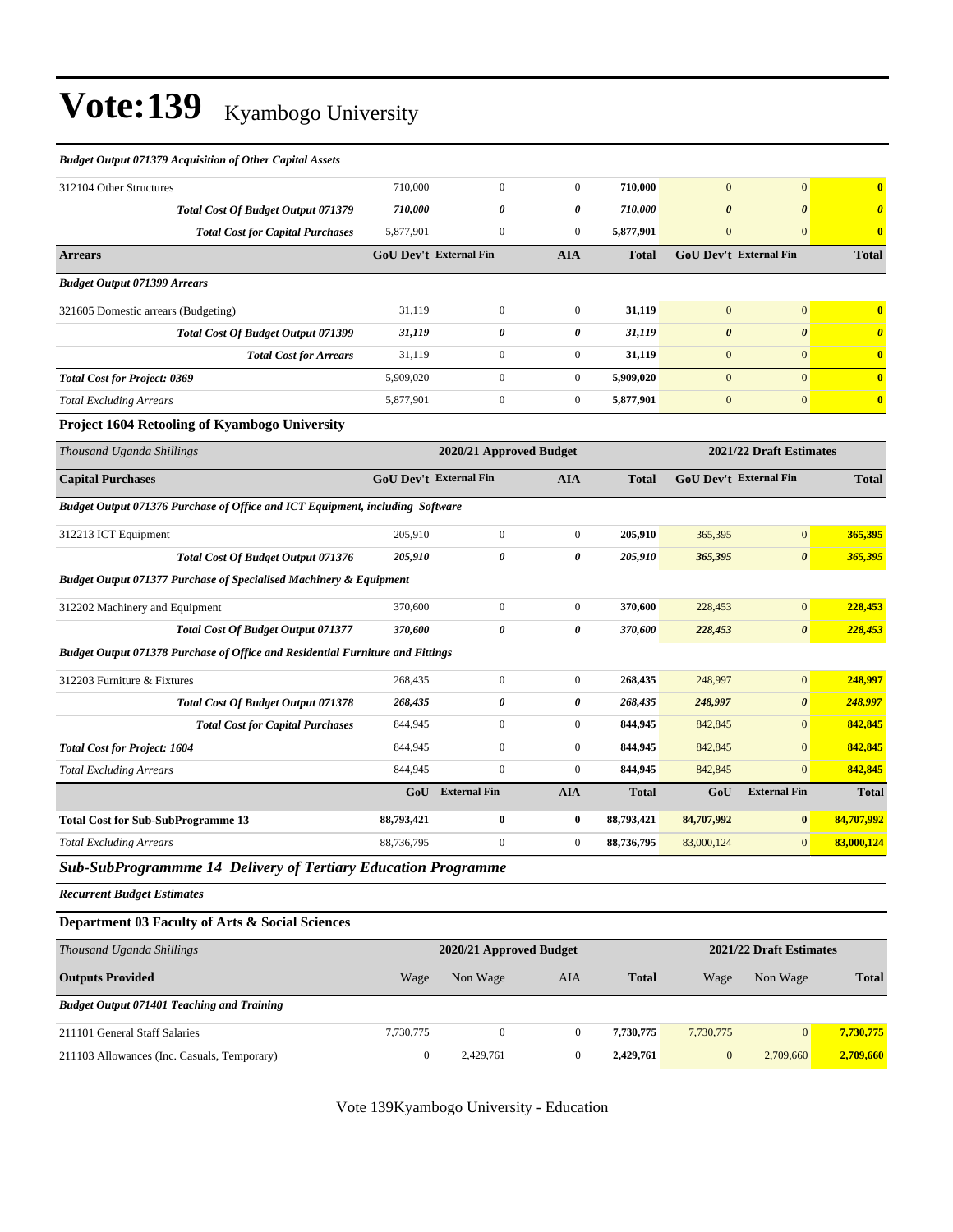# Vote:139 Kyambogo University

| | | | | | | | |
|---|---|---|---|---|---|---|---|
| ***Budget Output 071379 Acquisition of Other Capital Assets*** | | | | | | | |
| 312104 Other Structures | 710,000 | 0 | 0 | **710,000** | 0 | 0 | **0** |
| ***Total Cost Of Budget Output 071379*** | ***710,000*** | ***0*** | ***0*** | ***710,000*** | ***0*** | ***0*** | ***0*** |
| ***Total Cost for Capital Purchases*** | 5,877,901 | 0 | 0 | **5,877,901** | 0 | 0 | **0** |
| **Arrears** | **GoU Dev't** | **External Fin** | **AIA** | **Total** | **GoU Dev't** | **External Fin** | **Total** |
| ***Budget Output 071399 Arrears*** | | | | | | | |
| 321605 Domestic arrears (Budgeting) | 31,119 | 0 | 0 | **31,119** | 0 | 0 | **0** |
| ***Total Cost Of Budget Output 071399*** | ***31,119*** | ***0*** | ***0*** | ***31,119*** | ***0*** | ***0*** | ***0*** |
| ***Total Cost for Arrears*** | 31,119 | 0 | 0 | **31,119** | 0 | 0 | **0** |
| ***Total Cost for Project: 0369*** | 5,909,020 | 0 | 0 | **5,909,020** | 0 | 0 | **0** |
| *Total Excluding Arrears* | 5,877,901 | 0 | 0 | **5,877,901** | 0 | 0 | **0** |

**Project 1604 Retooling of Kyambogo University**

| *Thousand Uganda Shillings* | 2020/21 Approved Budget | | | | 2021/22 Draft Estimates | | |
|---|---|---|---|---|---|---|---|
| **Capital Purchases** | **GoU Dev't** | **External Fin** | **AIA** | **Total** | **GoU Dev't** | **External Fin** | **Total** |
| ***Budget Output 071376 Purchase of Office and ICT Equipment, including Software*** | | | | | | | |
| 312213 ICT Equipment | 205,910 | 0 | 0 | **205,910** | 365,395 | 0 | **365,395** |
| ***Total Cost Of Budget Output 071376*** | ***205,910*** | ***0*** | ***0*** | ***205,910*** | ***365,395*** | ***0*** | ***365,395*** |
| ***Budget Output 071377 Purchase of Specialised Machinery & Equipment*** | | | | | | | |
| 312202 Machinery and Equipment | 370,600 | 0 | 0 | **370,600** | 228,453 | 0 | **228,453** |
| ***Total Cost Of Budget Output 071377*** | ***370,600*** | ***0*** | ***0*** | ***370,600*** | ***228,453*** | ***0*** | ***228,453*** |
| ***Budget Output 071378 Purchase of Office and Residential Furniture and Fittings*** | | | | | | | |
| 312203 Furniture & Fixtures | 268,435 | 0 | 0 | **268,435** | 248,997 | 0 | **248,997** |
| ***Total Cost Of Budget Output 071378*** | ***268,435*** | ***0*** | ***0*** | ***268,435*** | ***248,997*** | ***0*** | ***248,997*** |
| ***Total Cost for Capital Purchases*** | 844,945 | 0 | 0 | **844,945** | 842,845 | 0 | **842,845** |
| ***Total Cost for Project: 1604*** | 844,945 | 0 | 0 | **844,945** | 842,845 | 0 | **842,845** |
| *Total Excluding Arrears* | 844,945 | 0 | 0 | **844,945** | 842,845 | 0 | **842,845** |
| | **GoU** | **External Fin** | **AIA** | **Total** | **GoU** | **External Fin** | **Total** |
| **Total Cost for Sub-SubProgramme 13** | **88,793,421** | **0** | **0** | **88,793,421** | **84,707,992** | **0** | **84,707,992** |
| *Total Excluding Arrears* | 88,736,795 | 0 | 0 | **88,736,795** | 83,000,124 | 0 | **83,000,124** |

## *Sub-SubProgrammme 14 Delivery of Tertiary Education Programme*

***Recurrent Budget Estimates***

**Department 03 Faculty of Arts & Social Sciences**

| *Thousand Uganda Shillings* | 2020/21 Approved Budget | | | | 2021/22 Draft Estimates | | |
|---|---|---|---|---|---|---|---|
| **Outputs Provided** | Wage | Non Wage | AIA | **Total** | Wage | Non Wage | **Total** |
| ***Budget Output 071401 Teaching and Training*** | | | | | | | |
| 211101 General Staff Salaries | 7,730,775 | 0 | 0 | **7,730,775** | 7,730,775 | 0 | **7,730,775** |
| 211103 Allowances (Inc. Casuals, Temporary) | 0 | 2,429,761 | 0 | **2,429,761** | 0 | 2,709,660 | **2,709,660** |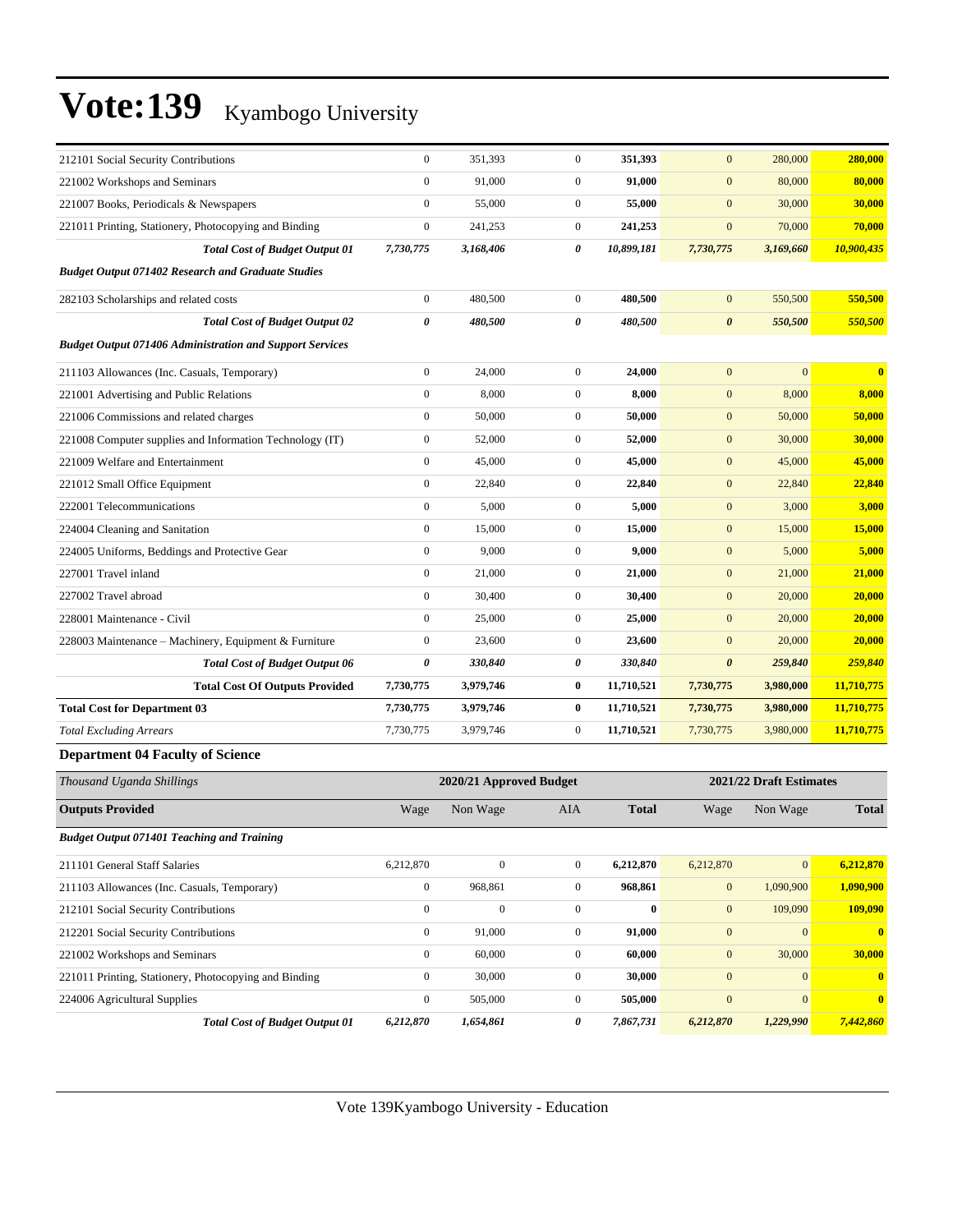# Vote:139 Kyambogo University

| | | | | | | | |
|---|---|---|---|---|---|---|---|
| 212101 Social Security Contributions | 0 | 351,393 | 0 | **351,393** | 0 | 280,000 | **280,000** |
| 221002 Workshops and Seminars | 0 | 91,000 | 0 | **91,000** | 0 | 80,000 | **80,000** |
| 221007 Books, Periodicals & Newspapers | 0 | 55,000 | 0 | **55,000** | 0 | 30,000 | **30,000** |
| 221011 Printing, Stationery, Photocopying and Binding | 0 | 241,253 | 0 | **241,253** | 0 | 70,000 | **70,000** |
| ***Total Cost of Budget Output 01*** | ***7,730,775*** | ***3,168,406*** | ***0*** | ***10,899,181*** | ***7,730,775*** | ***3,169,660*** | ***10,900,435*** |
| ***Budget Output 071402 Research and Graduate Studies*** | | | | | | | |
| 282103 Scholarships and related costs | 0 | 480,500 | 0 | **480,500** | 0 | 550,500 | **550,500** |
| ***Total Cost of Budget Output 02*** | ***0*** | ***480,500*** | ***0*** | ***480,500*** | ***0*** | ***550,500*** | ***550,500*** |
| ***Budget Output 071406 Administration and Support Services*** | | | | | | | |
| 211103 Allowances (Inc. Casuals, Temporary) | 0 | 24,000 | 0 | **24,000** | 0 | 0 | **0** |
| 221001 Advertising and Public Relations | 0 | 8,000 | 0 | **8,000** | 0 | 8,000 | **8,000** |
| 221006 Commissions and related charges | 0 | 50,000 | 0 | **50,000** | 0 | 50,000 | **50,000** |
| 221008 Computer supplies and Information Technology (IT) | 0 | 52,000 | 0 | **52,000** | 0 | 30,000 | **30,000** |
| 221009 Welfare and Entertainment | 0 | 45,000 | 0 | **45,000** | 0 | 45,000 | **45,000** |
| 221012 Small Office Equipment | 0 | 22,840 | 0 | **22,840** | 0 | 22,840 | **22,840** |
| 222001 Telecommunications | 0 | 5,000 | 0 | **5,000** | 0 | 3,000 | **3,000** |
| 224004 Cleaning and Sanitation | 0 | 15,000 | 0 | **15,000** | 0 | 15,000 | **15,000** |
| 224005 Uniforms, Beddings and Protective Gear | 0 | 9,000 | 0 | **9,000** | 0 | 5,000 | **5,000** |
| 227001 Travel inland | 0 | 21,000 | 0 | **21,000** | 0 | 21,000 | **21,000** |
| 227002 Travel abroad | 0 | 30,400 | 0 | **30,400** | 0 | 20,000 | **20,000** |
| 228001 Maintenance - Civil | 0 | 25,000 | 0 | **25,000** | 0 | 20,000 | **20,000** |
| 228003 Maintenance – Machinery, Equipment & Furniture | 0 | 23,600 | 0 | **23,600** | 0 | 20,000 | **20,000** |
| ***Total Cost of Budget Output 06*** | ***0*** | ***330,840*** | ***0*** | ***330,840*** | ***0*** | ***259,840*** | ***259,840*** |
| **Total Cost Of Outputs Provided** | **7,730,775** | **3,979,746** | **0** | **11,710,521** | **7,730,775** | **3,980,000** | **11,710,775** |
| **Total Cost for Department 03** | **7,730,775** | **3,979,746** | **0** | **11,710,521** | **7,730,775** | **3,980,000** | **11,710,775** |
| *Total Excluding Arrears* | 7,730,775 | 3,979,746 | 0 | **11,710,521** | 7,730,775 | 3,980,000 | **11,710,775** |

### Department 04 Faculty of Science

| *Thousand Uganda Shillings* | 2020/21 Approved Budget | | | | 2021/22 Draft Estimates | | |
|---|---|---|---|---|---|---|---|
| **Outputs Provided** | Wage | Non Wage | AIA | **Total** | Wage | Non Wage | **Total** |
| ***Budget Output 071401 Teaching and Training*** | | | | | | | |
| 211101 General Staff Salaries | 6,212,870 | 0 | 0 | **6,212,870** | 6,212,870 | 0 | **6,212,870** |
| 211103 Allowances (Inc. Casuals, Temporary) | 0 | 968,861 | 0 | **968,861** | 0 | 1,090,900 | **1,090,900** |
| 212101 Social Security Contributions | 0 | 0 | 0 | **0** | 0 | 109,090 | **109,090** |
| 212201 Social Security Contributions | 0 | 91,000 | 0 | **91,000** | 0 | 0 | **0** |
| 221002 Workshops and Seminars | 0 | 60,000 | 0 | **60,000** | 0 | 30,000 | **30,000** |
| 221011 Printing, Stationery, Photocopying and Binding | 0 | 30,000 | 0 | **30,000** | 0 | 0 | **0** |
| 224006 Agricultural Supplies | 0 | 505,000 | 0 | **505,000** | 0 | 0 | **0** |
| ***Total Cost of Budget Output 01*** | ***6,212,870*** | ***1,654,861*** | ***0*** | ***7,867,731*** | ***6,212,870*** | ***1,229,990*** | ***7,442,860*** |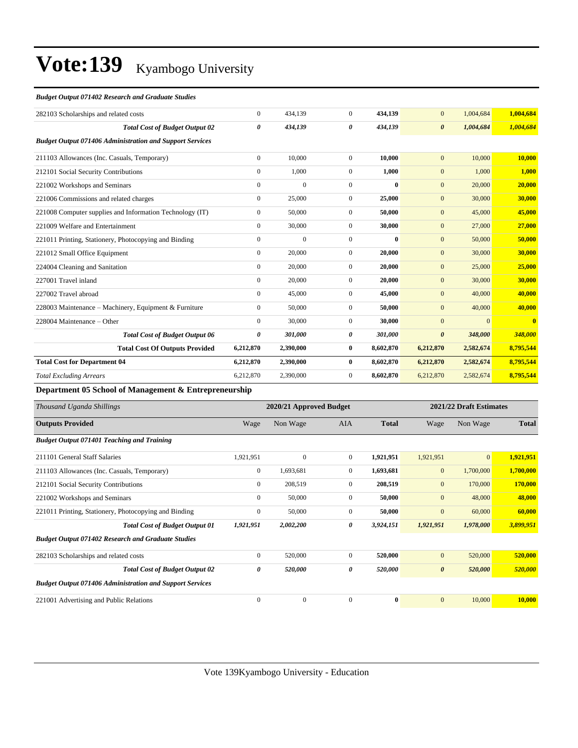# Vote:139 Kyambogo University

| | | | | | | | |
|---|---|---|---|---|---|---|---|
| ***Budget Output 071402 Research and Graduate Studies*** | | | | | | | |
| 282103 Scholarships and related costs | 0 | 434,139 | 0 | **434,139** | 0 | 1,004,684 | **1,004,684** |
| ***Total Cost of Budget Output 02*** | ***0*** | ***434,139*** | ***0*** | ***434,139*** | ***0*** | ***1,004,684*** | ***1,004,684*** |
| ***Budget Output 071406 Administration and Support Services*** | | | | | | | |
| 211103 Allowances (Inc. Casuals, Temporary) | 0 | 10,000 | 0 | **10,000** | 0 | 10,000 | **10,000** |
| 212101 Social Security Contributions | 0 | 1,000 | 0 | **1,000** | 0 | 1,000 | **1,000** |
| 221002 Workshops and Seminars | 0 | 0 | 0 | **0** | 0 | 20,000 | **20,000** |
| 221006 Commissions and related charges | 0 | 25,000 | 0 | **25,000** | 0 | 30,000 | **30,000** |
| 221008 Computer supplies and Information Technology (IT) | 0 | 50,000 | 0 | **50,000** | 0 | 45,000 | **45,000** |
| 221009 Welfare and Entertainment | 0 | 30,000 | 0 | **30,000** | 0 | 27,000 | **27,000** |
| 221011 Printing, Stationery, Photocopying and Binding | 0 | 0 | 0 | **0** | 0 | 50,000 | **50,000** |
| 221012 Small Office Equipment | 0 | 20,000 | 0 | **20,000** | 0 | 30,000 | **30,000** |
| 224004 Cleaning and Sanitation | 0 | 20,000 | 0 | **20,000** | 0 | 25,000 | **25,000** |
| 227001 Travel inland | 0 | 20,000 | 0 | **20,000** | 0 | 30,000 | **30,000** |
| 227002 Travel abroad | 0 | 45,000 | 0 | **45,000** | 0 | 40,000 | **40,000** |
| 228003 Maintenance – Machinery, Equipment & Furniture | 0 | 50,000 | 0 | **50,000** | 0 | 40,000 | **40,000** |
| 228004 Maintenance – Other | 0 | 30,000 | 0 | **30,000** | 0 | 0 | **0** |
| ***Total Cost of Budget Output 06*** | ***0*** | ***301,000*** | ***0*** | ***301,000*** | ***0*** | ***348,000*** | ***348,000*** |
| **Total Cost Of Outputs Provided** | **6,212,870** | **2,390,000** | **0** | **8,602,870** | **6,212,870** | **2,582,674** | **8,795,544** |
| **Total Cost for Department 04** | **6,212,870** | **2,390,000** | **0** | **8,602,870** | **6,212,870** | **2,582,674** | **8,795,544** |
| *Total Excluding Arrears* | 6,212,870 | 2,390,000 | 0 | 8,602,870 | 6,212,870 | 2,582,674 | **8,795,544** |

## Department 05 School of Management & Entrepreneurship

| *Thousand Uganda Shillings* | 2020/21 Approved Budget | | | | 2021/22 Draft Estimates | | |
|---|---|---|---|---|---|---|---|
| **Outputs Provided** | Wage | Non Wage | AIA | **Total** | Wage | Non Wage | **Total** |
| ***Budget Output 071401 Teaching and Training*** | | | | | | | |
| 211101 General Staff Salaries | 1,921,951 | 0 | 0 | **1,921,951** | 1,921,951 | 0 | **1,921,951** |
| 211103 Allowances (Inc. Casuals, Temporary) | 0 | 1,693,681 | 0 | **1,693,681** | 0 | 1,700,000 | **1,700,000** |
| 212101 Social Security Contributions | 0 | 208,519 | 0 | **208,519** | 0 | 170,000 | **170,000** |
| 221002 Workshops and Seminars | 0 | 50,000 | 0 | **50,000** | 0 | 48,000 | **48,000** |
| 221011 Printing, Stationery, Photocopying and Binding | 0 | 50,000 | 0 | **50,000** | 0 | 60,000 | **60,000** |
| ***Total Cost of Budget Output 01*** | ***1,921,951*** | ***2,002,200*** | ***0*** | ***3,924,151*** | ***1,921,951*** | ***1,978,000*** | ***3,899,951*** |
| ***Budget Output 071402 Research and Graduate Studies*** | | | | | | | |
| 282103 Scholarships and related costs | 0 | 520,000 | 0 | **520,000** | 0 | 520,000 | **520,000** |
| ***Total Cost of Budget Output 02*** | ***0*** | ***520,000*** | ***0*** | ***520,000*** | ***0*** | ***520,000*** | ***520,000*** |
| ***Budget Output 071406 Administration and Support Services*** | | | | | | | |
| 221001 Advertising and Public Relations | 0 | 0 | 0 | **0** | 0 | 10,000 | **10,000** |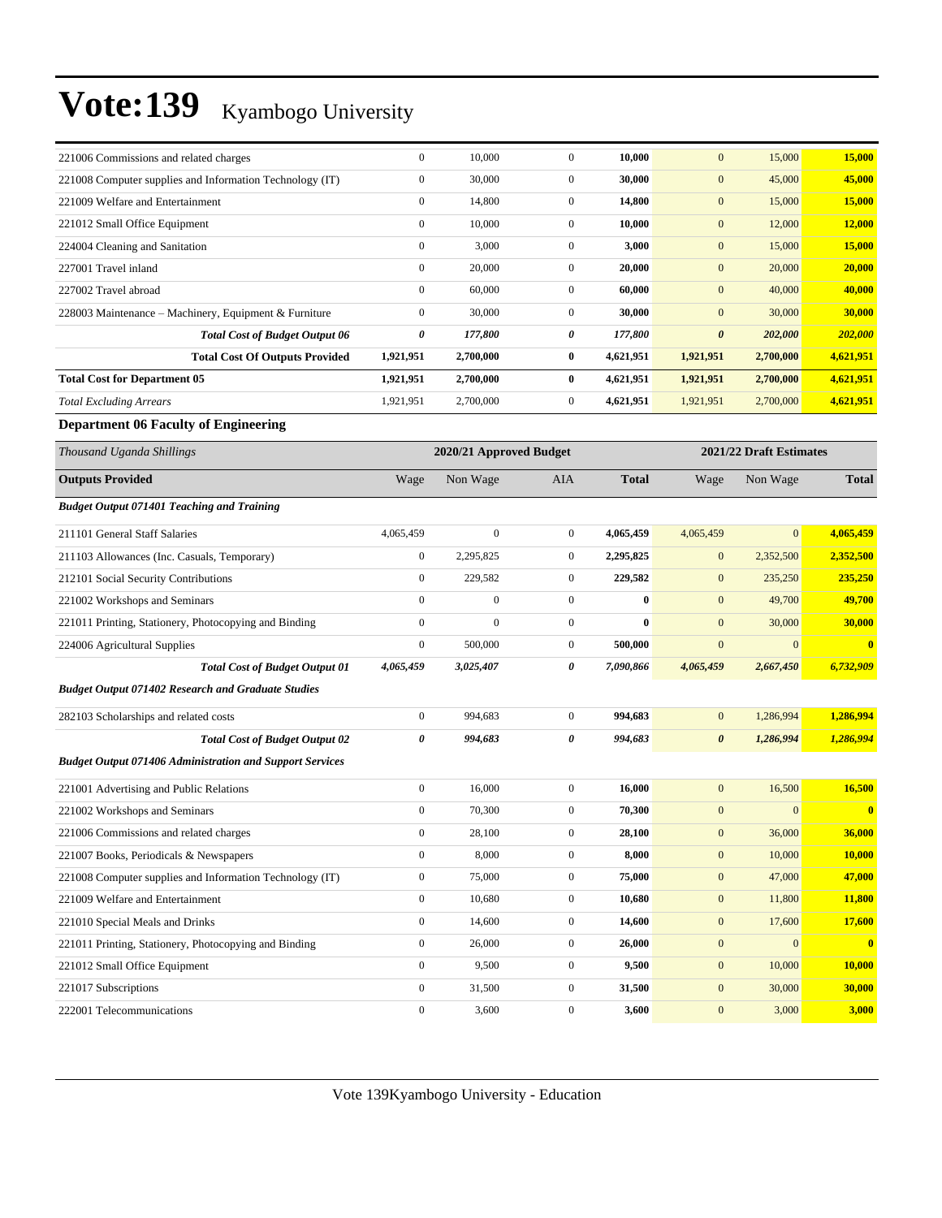| 221006 Commissions and related charges | 0 | 10,000 | 0 | **10,000** | 0 | 15,000 | **15,000** |
|---|---|---|---|---|---|---|---|
| 221008 Computer supplies and Information Technology (IT) | 0 | 30,000 | 0 | **30,000** | 0 | 45,000 | **45,000** |
| 221009 Welfare and Entertainment | 0 | 14,800 | 0 | **14,800** | 0 | 15,000 | **15,000** |
| 221012 Small Office Equipment | 0 | 10,000 | 0 | **10,000** | 0 | 12,000 | **12,000** |
| 224004 Cleaning and Sanitation | 0 | 3,000 | 0 | **3,000** | 0 | 15,000 | **15,000** |
| 227001 Travel inland | 0 | 20,000 | 0 | **20,000** | 0 | 20,000 | **20,000** |
| 227002 Travel abroad | 0 | 60,000 | 0 | **60,000** | 0 | 40,000 | **40,000** |
| 228003 Maintenance – Machinery, Equipment & Furniture | 0 | 30,000 | 0 | **30,000** | 0 | 30,000 | **30,000** |
| ***Total Cost of Budget Output 06*** | ***0*** | ***177,800*** | ***0*** | ***177,800*** | ***0*** | ***202,000*** | ***202,000*** |
| **Total Cost Of Outputs Provided** | **1,921,951** | **2,700,000** | **0** | **4,621,951** | **1,921,951** | **2,700,000** | **4,621,951** |
| **Total Cost for Department 05** | **1,921,951** | **2,700,000** | **0** | **4,621,951** | **1,921,951** | **2,700,000** | **4,621,951** |
| *Total Excluding Arrears* | 1,921,951 | 2,700,000 | 0 | **4,621,951** | 1,921,951 | 2,700,000 | **4,621,951** |

**Department 06 Faculty of Engineering**

| *Thousand Uganda Shillings* | 2020/21 Approved Budget | | | | 2021/22 Draft Estimates | | |
|---|---|---|---|---|---|---|---|
| **Outputs Provided** | Wage | Non Wage | AIA | **Total** | Wage | Non Wage | **Total** |
| ***Budget Output 071401 Teaching and Training*** | | | | | | | |
| 211101 General Staff Salaries | 4,065,459 | 0 | 0 | **4,065,459** | 4,065,459 | 0 | **4,065,459** |
| 211103 Allowances (Inc. Casuals, Temporary) | 0 | 2,295,825 | 0 | **2,295,825** | 0 | 2,352,500 | **2,352,500** |
| 212101 Social Security Contributions | 0 | 229,582 | 0 | **229,582** | 0 | 235,250 | **235,250** |
| 221002 Workshops and Seminars | 0 | 0 | 0 | **0** | 0 | 49,700 | **49,700** |
| 221011 Printing, Stationery, Photocopying and Binding | 0 | 0 | 0 | **0** | 0 | 30,000 | **30,000** |
| 224006 Agricultural Supplies | 0 | 500,000 | 0 | **500,000** | 0 | 0 | **0** |
| ***Total Cost of Budget Output 01*** | ***4,065,459*** | ***3,025,407*** | ***0*** | ***7,090,866*** | ***4,065,459*** | ***2,667,450*** | ***6,732,909*** |
| ***Budget Output 071402 Research and Graduate Studies*** | | | | | | | |
| 282103 Scholarships and related costs | 0 | 994,683 | 0 | **994,683** | 0 | 1,286,994 | **1,286,994** |
| ***Total Cost of Budget Output 02*** | ***0*** | ***994,683*** | ***0*** | ***994,683*** | ***0*** | ***1,286,994*** | ***1,286,994*** |
| ***Budget Output 071406 Administration and Support Services*** | | | | | | | |
| 221001 Advertising and Public Relations | 0 | 16,000 | 0 | **16,000** | 0 | 16,500 | **16,500** |
| 221002 Workshops and Seminars | 0 | 70,300 | 0 | **70,300** | 0 | 0 | **0** |
| 221006 Commissions and related charges | 0 | 28,100 | 0 | **28,100** | 0 | 36,000 | **36,000** |
| 221007 Books, Periodicals & Newspapers | 0 | 8,000 | 0 | **8,000** | 0 | 10,000 | **10,000** |
| 221008 Computer supplies and Information Technology (IT) | 0 | 75,000 | 0 | **75,000** | 0 | 47,000 | **47,000** |
| 221009 Welfare and Entertainment | 0 | 10,680 | 0 | **10,680** | 0 | 11,800 | **11,800** |
| 221010 Special Meals and Drinks | 0 | 14,600 | 0 | **14,600** | 0 | 17,600 | **17,600** |
| 221011 Printing, Stationery, Photocopying and Binding | 0 | 26,000 | 0 | **26,000** | 0 | 0 | **0** |
| 221012 Small Office Equipment | 0 | 9,500 | 0 | **9,500** | 0 | 10,000 | **10,000** |
| 221017 Subscriptions | 0 | 31,500 | 0 | **31,500** | 0 | 30,000 | **30,000** |
| 222001 Telecommunications | 0 | 3,600 | 0 | **3,600** | 0 | 3,000 | **3,000** |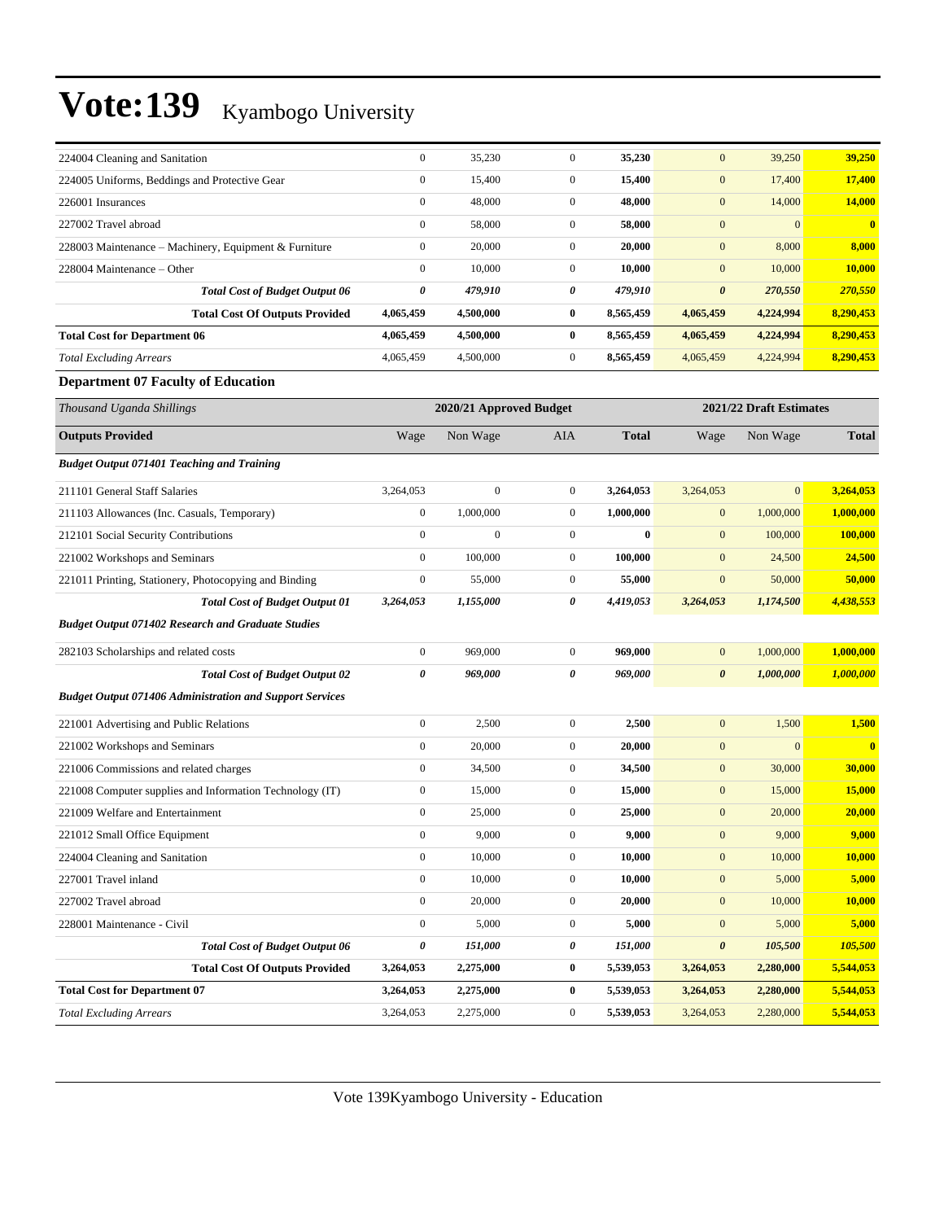# Vote:139 Kyambogo University

| | | | | | | | |
|---|---|---|---|---|---|---|---|
| 224004 Cleaning and Sanitation | 0 | 35,230 | 0 | **35,230** | 0 | 39,250 | **39,250** |
| 224005 Uniforms, Beddings and Protective Gear | 0 | 15,400 | 0 | **15,400** | 0 | 17,400 | **17,400** |
| 226001 Insurances | 0 | 48,000 | 0 | **48,000** | 0 | 14,000 | **14,000** |
| 227002 Travel abroad | 0 | 58,000 | 0 | **58,000** | 0 | 0 | **0** |
| 228003 Maintenance – Machinery, Equipment & Furniture | 0 | 20,000 | 0 | **20,000** | 0 | 8,000 | **8,000** |
| 228004 Maintenance – Other | 0 | 10,000 | 0 | **10,000** | 0 | 10,000 | **10,000** |
| ***Total Cost of Budget Output 06*** | ***0*** | ***479,910*** | ***0*** | ***479,910*** | ***0*** | ***270,550*** | ***270,550*** |
| **Total Cost Of Outputs Provided** | **4,065,459** | **4,500,000** | **0** | **8,565,459** | **4,065,459** | **4,224,994** | **8,290,453** |
| **Total Cost for Department 06** | **4,065,459** | **4,500,000** | **0** | **8,565,459** | **4,065,459** | **4,224,994** | **8,290,453** |
| *Total Excluding Arrears* | 4,065,459 | 4,500,000 | 0 | **8,565,459** | 4,065,459 | 4,224,994 | **8,290,453** |

**Department 07 Faculty of Education**

| *Thousand Uganda Shillings* | 2020/21 Approved Budget | | | | 2021/22 Draft Estimates | | |
|---|---|---|---|---|---|---|---|
| **Outputs Provided** | Wage | Non Wage | AIA | **Total** | Wage | Non Wage | **Total** |
| ***Budget Output 071401 Teaching and Training*** | | | | | | | |
| 211101 General Staff Salaries | 3,264,053 | 0 | 0 | **3,264,053** | 3,264,053 | 0 | **3,264,053** |
| 211103 Allowances (Inc. Casuals, Temporary) | 0 | 1,000,000 | 0 | **1,000,000** | 0 | 1,000,000 | **1,000,000** |
| 212101 Social Security Contributions | 0 | 0 | 0 | **0** | 0 | 100,000 | **100,000** |
| 221002 Workshops and Seminars | 0 | 100,000 | 0 | **100,000** | 0 | 24,500 | **24,500** |
| 221011 Printing, Stationery, Photocopying and Binding | 0 | 55,000 | 0 | **55,000** | 0 | 50,000 | **50,000** |
| ***Total Cost of Budget Output 01*** | ***3,264,053*** | ***1,155,000*** | ***0*** | ***4,419,053*** | ***3,264,053*** | ***1,174,500*** | ***4,438,553*** |
| ***Budget Output 071402 Research and Graduate Studies*** | | | | | | | |
| 282103 Scholarships and related costs | 0 | 969,000 | 0 | **969,000** | 0 | 1,000,000 | **1,000,000** |
| ***Total Cost of Budget Output 02*** | ***0*** | ***969,000*** | ***0*** | ***969,000*** | ***0*** | ***1,000,000*** | ***1,000,000*** |
| ***Budget Output 071406 Administration and Support Services*** | | | | | | | |
| 221001 Advertising and Public Relations | 0 | 2,500 | 0 | **2,500** | 0 | 1,500 | **1,500** |
| 221002 Workshops and Seminars | 0 | 20,000 | 0 | **20,000** | 0 | 0 | **0** |
| 221006 Commissions and related charges | 0 | 34,500 | 0 | **34,500** | 0 | 30,000 | **30,000** |
| 221008 Computer supplies and Information Technology (IT) | 0 | 15,000 | 0 | **15,000** | 0 | 15,000 | **15,000** |
| 221009 Welfare and Entertainment | 0 | 25,000 | 0 | **25,000** | 0 | 20,000 | **20,000** |
| 221012 Small Office Equipment | 0 | 9,000 | 0 | **9,000** | 0 | 9,000 | **9,000** |
| 224004 Cleaning and Sanitation | 0 | 10,000 | 0 | **10,000** | 0 | 10,000 | **10,000** |
| 227001 Travel inland | 0 | 10,000 | 0 | **10,000** | 0 | 5,000 | **5,000** |
| 227002 Travel abroad | 0 | 20,000 | 0 | **20,000** | 0 | 10,000 | **10,000** |
| 228001 Maintenance - Civil | 0 | 5,000 | 0 | **5,000** | 0 | 5,000 | **5,000** |
| ***Total Cost of Budget Output 06*** | ***0*** | ***151,000*** | ***0*** | ***151,000*** | ***0*** | ***105,500*** | ***105,500*** |
| **Total Cost Of Outputs Provided** | **3,264,053** | **2,275,000** | **0** | **5,539,053** | **3,264,053** | **2,280,000** | **5,544,053** |
| **Total Cost for Department 07** | **3,264,053** | **2,275,000** | **0** | **5,539,053** | **3,264,053** | **2,280,000** | **5,544,053** |
| *Total Excluding Arrears* | 3,264,053 | 2,275,000 | 0 | **5,539,053** | 3,264,053 | 2,280,000 | **5,544,053** |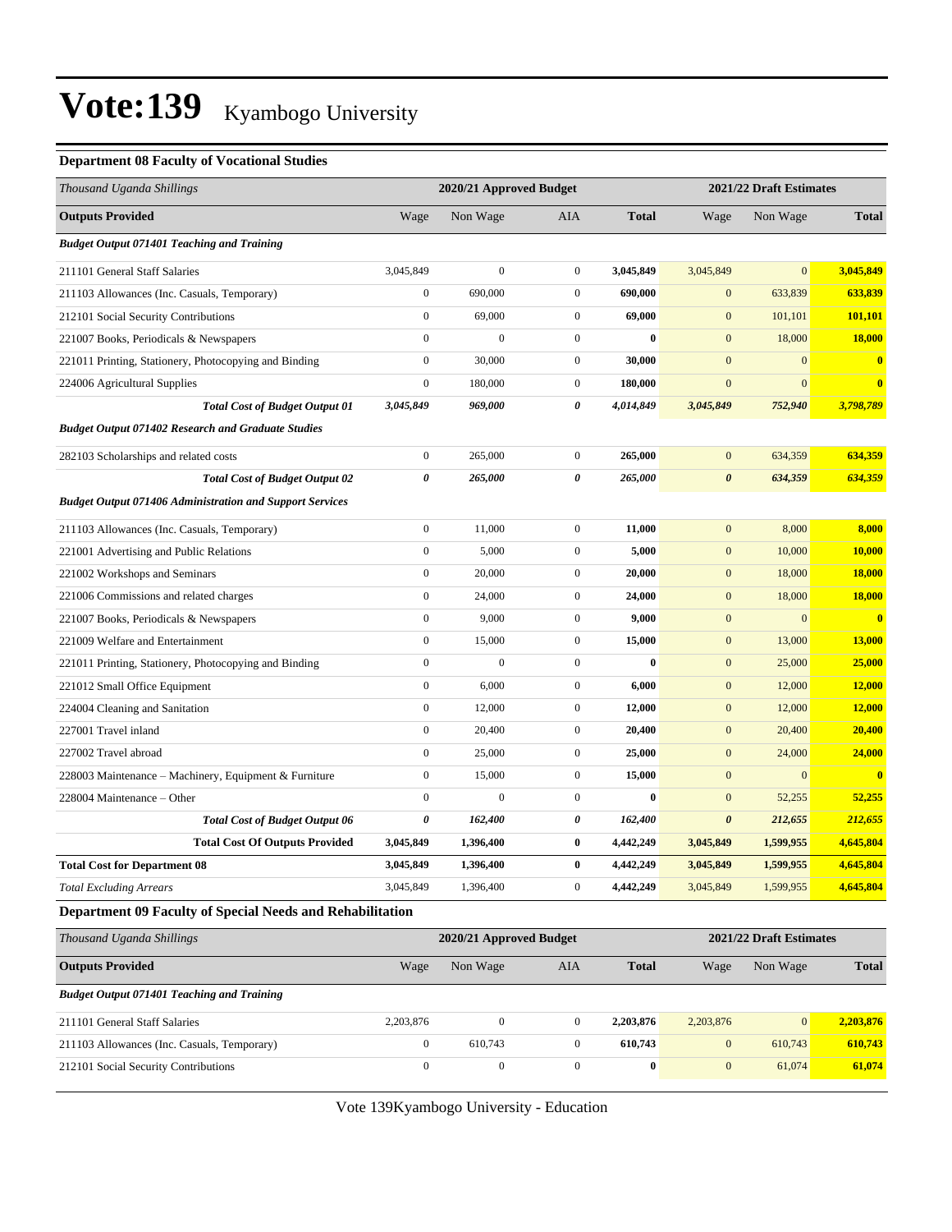# Vote:139 Kyambogo University

### Department 08 Faculty of Vocational Studies

| Thousand Uganda Shillings | 2020/21 Approved Budget | | | | 2021/22 Draft Estimates | | |
|---|---|---|---|---|---|---|---|
| **Outputs Provided** | Wage | Non Wage | AIA | **Total** | Wage | Non Wage | **Total** |
| ***Budget Output 071401 Teaching and Training*** | | | | | | | |
| 211101 General Staff Salaries | 3,045,849 | 0 | 0 | **3,045,849** | 3,045,849 | 0 | **3,045,849** |
| 211103 Allowances (Inc. Casuals, Temporary) | 0 | 690,000 | 0 | **690,000** | 0 | 633,839 | **633,839** |
| 212101 Social Security Contributions | 0 | 69,000 | 0 | **69,000** | 0 | 101,101 | **101,101** |
| 221007 Books, Periodicals & Newspapers | 0 | 0 | 0 | **0** | 0 | 18,000 | **18,000** |
| 221011 Printing, Stationery, Photocopying and Binding | 0 | 30,000 | 0 | **30,000** | 0 | 0 | **0** |
| 224006 Agricultural Supplies | 0 | 180,000 | 0 | **180,000** | 0 | 0 | **0** |
| ***Total Cost of Budget Output 01*** | ***3,045,849*** | ***969,000*** | ***0*** | ***4,014,849*** | ***3,045,849*** | ***752,940*** | ***3,798,789*** |
| ***Budget Output 071402 Research and Graduate Studies*** | | | | | | | |
| 282103 Scholarships and related costs | 0 | 265,000 | 0 | **265,000** | 0 | 634,359 | **634,359** |
| ***Total Cost of Budget Output 02*** | ***0*** | ***265,000*** | ***0*** | ***265,000*** | ***0*** | ***634,359*** | ***634,359*** |
| ***Budget Output 071406 Administration and Support Services*** | | | | | | | |
| 211103 Allowances (Inc. Casuals, Temporary) | 0 | 11,000 | 0 | **11,000** | 0 | 8,000 | **8,000** |
| 221001 Advertising and Public Relations | 0 | 5,000 | 0 | **5,000** | 0 | 10,000 | **10,000** |
| 221002 Workshops and Seminars | 0 | 20,000 | 0 | **20,000** | 0 | 18,000 | **18,000** |
| 221006 Commissions and related charges | 0 | 24,000 | 0 | **24,000** | 0 | 18,000 | **18,000** |
| 221007 Books, Periodicals & Newspapers | 0 | 9,000 | 0 | **9,000** | 0 | 0 | **0** |
| 221009 Welfare and Entertainment | 0 | 15,000 | 0 | **15,000** | 0 | 13,000 | **13,000** |
| 221011 Printing, Stationery, Photocopying and Binding | 0 | 0 | 0 | **0** | 0 | 25,000 | **25,000** |
| 221012 Small Office Equipment | 0 | 6,000 | 0 | **6,000** | 0 | 12,000 | **12,000** |
| 224004 Cleaning and Sanitation | 0 | 12,000 | 0 | **12,000** | 0 | 12,000 | **12,000** |
| 227001 Travel inland | 0 | 20,400 | 0 | **20,400** | 0 | 20,400 | **20,400** |
| 227002 Travel abroad | 0 | 25,000 | 0 | **25,000** | 0 | 24,000 | **24,000** |
| 228003 Maintenance – Machinery, Equipment & Furniture | 0 | 15,000 | 0 | **15,000** | 0 | 0 | **0** |
| 228004 Maintenance – Other | 0 | 0 | 0 | **0** | 0 | 52,255 | **52,255** |
| ***Total Cost of Budget Output 06*** | ***0*** | ***162,400*** | ***0*** | ***162,400*** | ***0*** | ***212,655*** | ***212,655*** |
| **Total Cost Of Outputs Provided** | **3,045,849** | **1,396,400** | **0** | **4,442,249** | **3,045,849** | **1,599,955** | **4,645,804** |
| **Total Cost for Department 08** | **3,045,849** | **1,396,400** | **0** | **4,442,249** | **3,045,849** | **1,599,955** | **4,645,804** |
| *Total Excluding Arrears* | 3,045,849 | 1,396,400 | 0 | **4,442,249** | 3,045,849 | 1,599,955 | **4,645,804** |

### Department 09 Faculty of Special Needs and Rehabilitation

| Thousand Uganda Shillings | 2020/21 Approved Budget | | | | 2021/22 Draft Estimates | | |
|---|---|---|---|---|---|---|---|
| **Outputs Provided** | Wage | Non Wage | AIA | **Total** | Wage | Non Wage | **Total** |
| ***Budget Output 071401 Teaching and Training*** | | | | | | | |
| 211101 General Staff Salaries | 2,203,876 | 0 | 0 | **2,203,876** | 2,203,876 | 0 | **2,203,876** |
| 211103 Allowances (Inc. Casuals, Temporary) | 0 | 610,743 | 0 | **610,743** | 0 | 610,743 | **610,743** |
| 212101 Social Security Contributions | 0 | 0 | 0 | **0** | 0 | 61,074 | **61,074** |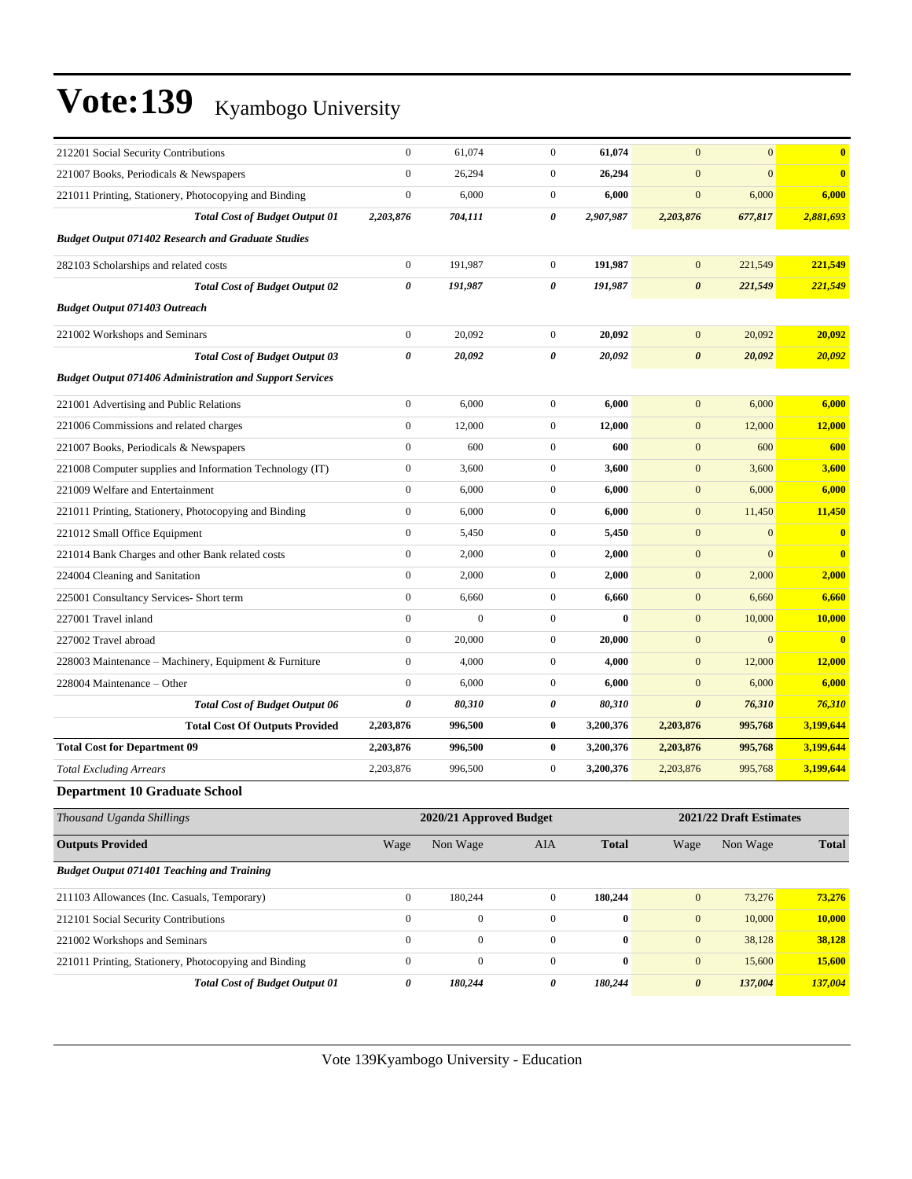| | | | | | | | |
|---|---|---|---|---|---|---|---|
| 212201 Social Security Contributions | 0 | 61,074 | 0 | **61,074** | 0 | 0 | **0** |
| 221007 Books, Periodicals & Newspapers | 0 | 26,294 | 0 | **26,294** | 0 | 0 | **0** |
| 221011 Printing, Stationery, Photocopying and Binding | 0 | 6,000 | 0 | **6,000** | 0 | 6,000 | **6,000** |
| ***Total Cost of Budget Output 01*** | ***2,203,876*** | ***704,111*** | ***0*** | ***2,907,987*** | ***2,203,876*** | ***677,817*** | ***2,881,693*** |
| ***Budget Output 071402 Research and Graduate Studies*** | | | | | | | |
| 282103 Scholarships and related costs | 0 | 191,987 | 0 | **191,987** | 0 | 221,549 | **221,549** |
| ***Total Cost of Budget Output 02*** | ***0*** | ***191,987*** | ***0*** | ***191,987*** | ***0*** | ***221,549*** | ***221,549*** |
| ***Budget Output 071403 Outreach*** | | | | | | | |
| 221002 Workshops and Seminars | 0 | 20,092 | 0 | **20,092** | 0 | 20,092 | **20,092** |
| ***Total Cost of Budget Output 03*** | ***0*** | ***20,092*** | ***0*** | ***20,092*** | ***0*** | ***20,092*** | ***20,092*** |
| ***Budget Output 071406 Administration and Support Services*** | | | | | | | |
| 221001 Advertising and Public Relations | 0 | 6,000 | 0 | **6,000** | 0 | 6,000 | **6,000** |
| 221006 Commissions and related charges | 0 | 12,000 | 0 | **12,000** | 0 | 12,000 | **12,000** |
| 221007 Books, Periodicals & Newspapers | 0 | 600 | 0 | **600** | 0 | 600 | **600** |
| 221008 Computer supplies and Information Technology (IT) | 0 | 3,600 | 0 | **3,600** | 0 | 3,600 | **3,600** |
| 221009 Welfare and Entertainment | 0 | 6,000 | 0 | **6,000** | 0 | 6,000 | **6,000** |
| 221011 Printing, Stationery, Photocopying and Binding | 0 | 6,000 | 0 | **6,000** | 0 | 11,450 | **11,450** |
| 221012 Small Office Equipment | 0 | 5,450 | 0 | **5,450** | 0 | 0 | **0** |
| 221014 Bank Charges and other Bank related costs | 0 | 2,000 | 0 | **2,000** | 0 | 0 | **0** |
| 224004 Cleaning and Sanitation | 0 | 2,000 | 0 | **2,000** | 0 | 2,000 | **2,000** |
| 225001 Consultancy Services- Short term | 0 | 6,660 | 0 | **6,660** | 0 | 6,660 | **6,660** |
| 227001 Travel inland | 0 | 0 | 0 | **0** | 0 | 10,000 | **10,000** |
| 227002 Travel abroad | 0 | 20,000 | 0 | **20,000** | 0 | 0 | **0** |
| 228003 Maintenance – Machinery, Equipment & Furniture | 0 | 4,000 | 0 | **4,000** | 0 | 12,000 | **12,000** |
| 228004 Maintenance – Other | 0 | 6,000 | 0 | **6,000** | 0 | 6,000 | **6,000** |
| ***Total Cost of Budget Output 06*** | ***0*** | ***80,310*** | ***0*** | ***80,310*** | ***0*** | ***76,310*** | ***76,310*** |
| **Total Cost Of Outputs Provided** | **2,203,876** | **996,500** | **0** | **3,200,376** | **2,203,876** | **995,768** | **3,199,644** |
| **Total Cost for Department 09** | **2,203,876** | **996,500** | **0** | **3,200,376** | **2,203,876** | **995,768** | **3,199,644** |
| *Total Excluding Arrears* | 2,203,876 | 996,500 | 0 | **3,200,376** | 2,203,876 | 995,768 | **3,199,644** |

### Department 10 Graduate School

| *Thousand Uganda Shillings* | 2020/21 Approved Budget | | | | 2021/22 Draft Estimates | | |
|---|---|---|---|---|---|---|---|
| **Outputs Provided** | Wage | Non Wage | AIA | **Total** | Wage | Non Wage | **Total** |
| ***Budget Output 071401 Teaching and Training*** | | | | | | | |
| 211103 Allowances (Inc. Casuals, Temporary) | 0 | 180,244 | 0 | **180,244** | 0 | 73,276 | **73,276** |
| 212101 Social Security Contributions | 0 | 0 | 0 | **0** | 0 | 10,000 | **10,000** |
| 221002 Workshops and Seminars | 0 | 0 | 0 | **0** | 0 | 38,128 | **38,128** |
| 221011 Printing, Stationery, Photocopying and Binding | 0 | 0 | 0 | **0** | 0 | 15,600 | **15,600** |
| ***Total Cost of Budget Output 01*** | ***0*** | ***180,244*** | ***0*** | ***180,244*** | ***0*** | ***137,004*** | ***137,004*** |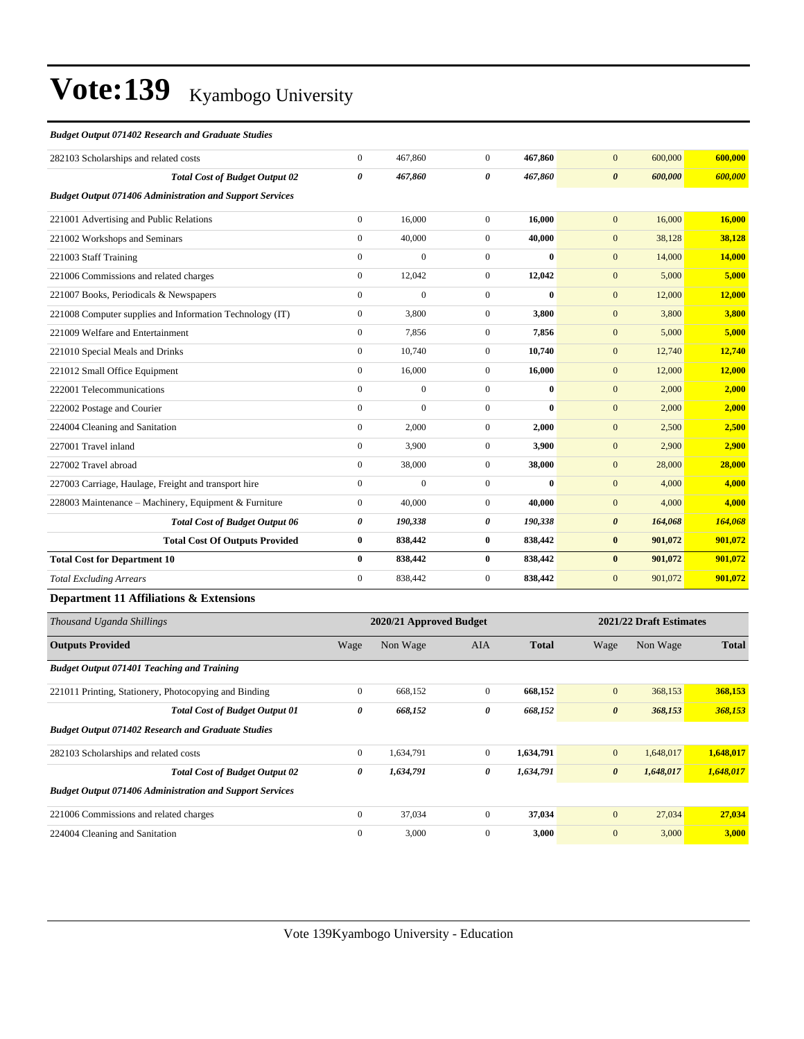# Vote:139 Kyambogo University

| | | | | | | | |
|---|---|---|---|---|---|---|---|
| ***Budget Output 071402 Research and Graduate Studies*** | | | | | | | |
| 282103 Scholarships and related costs | 0 | 467,860 | 0 | **467,860** | 0 | 600,000 | **600,000** |
| ***Total Cost of Budget Output 02*** | ***0*** | ***467,860*** | ***0*** | ***467,860*** | ***0*** | ***600,000*** | ***600,000*** |
| ***Budget Output 071406 Administration and Support Services*** | | | | | | | |
| 221001 Advertising and Public Relations | 0 | 16,000 | 0 | **16,000** | 0 | 16,000 | **16,000** |
| 221002 Workshops and Seminars | 0 | 40,000 | 0 | **40,000** | 0 | 38,128 | **38,128** |
| 221003 Staff Training | 0 | 0 | 0 | **0** | 0 | 14,000 | **14,000** |
| 221006 Commissions and related charges | 0 | 12,042 | 0 | **12,042** | 0 | 5,000 | **5,000** |
| 221007 Books, Periodicals & Newspapers | 0 | 0 | 0 | **0** | 0 | 12,000 | **12,000** |
| 221008 Computer supplies and Information Technology (IT) | 0 | 3,800 | 0 | **3,800** | 0 | 3,800 | **3,800** |
| 221009 Welfare and Entertainment | 0 | 7,856 | 0 | **7,856** | 0 | 5,000 | **5,000** |
| 221010 Special Meals and Drinks | 0 | 10,740 | 0 | **10,740** | 0 | 12,740 | **12,740** |
| 221012 Small Office Equipment | 0 | 16,000 | 0 | **16,000** | 0 | 12,000 | **12,000** |
| 222001 Telecommunications | 0 | 0 | 0 | **0** | 0 | 2,000 | **2,000** |
| 222002 Postage and Courier | 0 | 0 | 0 | **0** | 0 | 2,000 | **2,000** |
| 224004 Cleaning and Sanitation | 0 | 2,000 | 0 | **2,000** | 0 | 2,500 | **2,500** |
| 227001 Travel inland | 0 | 3,900 | 0 | **3,900** | 0 | 2,900 | **2,900** |
| 227002 Travel abroad | 0 | 38,000 | 0 | **38,000** | 0 | 28,000 | **28,000** |
| 227003 Carriage, Haulage, Freight and transport hire | 0 | 0 | 0 | **0** | 0 | 4,000 | **4,000** |
| 228003 Maintenance – Machinery, Equipment & Furniture | 0 | 40,000 | 0 | **40,000** | 0 | 4,000 | **4,000** |
| ***Total Cost of Budget Output 06*** | ***0*** | ***190,338*** | ***0*** | ***190,338*** | ***0*** | ***164,068*** | ***164,068*** |
| **Total Cost Of Outputs Provided** | **0** | **838,442** | **0** | **838,442** | **0** | **901,072** | **901,072** |
| **Total Cost for Department 10** | **0** | **838,442** | **0** | **838,442** | **0** | **901,072** | **901,072** |
| *Total Excluding Arrears* | 0 | 838,442 | 0 | 838,442 | 0 | 901,072 | **901,072** |

### Department 11 Affiliations & Extensions

| *Thousand Uganda Shillings* | 2020/21 Approved Budget | | | | 2021/22 Draft Estimates | | |
|---|---|---|---|---|---|---|---|
| **Outputs Provided** | Wage | Non Wage | AIA | **Total** | Wage | Non Wage | **Total** |
| ***Budget Output 071401 Teaching and Training*** | | | | | | | |
| 221011 Printing, Stationery, Photocopying and Binding | 0 | 668,152 | 0 | **668,152** | 0 | 368,153 | **368,153** |
| ***Total Cost of Budget Output 01*** | ***0*** | ***668,152*** | ***0*** | ***668,152*** | ***0*** | ***368,153*** | ***368,153*** |
| ***Budget Output 071402 Research and Graduate Studies*** | | | | | | | |
| 282103 Scholarships and related costs | 0 | 1,634,791 | 0 | **1,634,791** | 0 | 1,648,017 | **1,648,017** |
| ***Total Cost of Budget Output 02*** | ***0*** | ***1,634,791*** | ***0*** | ***1,634,791*** | ***0*** | ***1,648,017*** | ***1,648,017*** |
| ***Budget Output 071406 Administration and Support Services*** | | | | | | | |
| 221006 Commissions and related charges | 0 | 37,034 | 0 | **37,034** | 0 | 27,034 | **27,034** |
| 224004 Cleaning and Sanitation | 0 | 3,000 | 0 | **3,000** | 0 | 3,000 | **3,000** |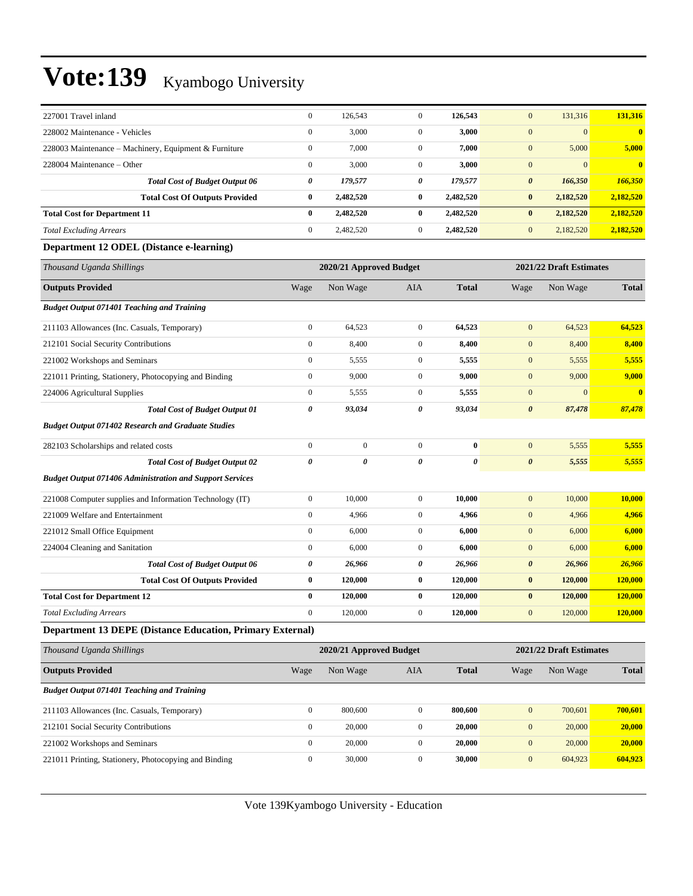# Vote:139 Kyambogo University

| | | | | | | | |
|---|---|---|---|---|---|---|---|
| 227001 Travel inland | 0 | 126,543 | 0 | **126,543** | 0 | 131,316 | **131,316** |
| 228002 Maintenance - Vehicles | 0 | 3,000 | 0 | **3,000** | 0 | 0 | **0** |
| 228003 Maintenance – Machinery, Equipment & Furniture | 0 | 7,000 | 0 | **7,000** | 0 | 5,000 | **5,000** |
| 228004 Maintenance – Other | 0 | 3,000 | 0 | **3,000** | 0 | 0 | **0** |
| ***Total Cost of Budget Output 06*** | ***0*** | ***179,577*** | ***0*** | ***179,577*** | ***0*** | ***166,350*** | ***166,350*** |
| **Total Cost Of Outputs Provided** | **0** | **2,482,520** | **0** | **2,482,520** | **0** | **2,182,520** | **2,182,520** |
| **Total Cost for Department 11** | **0** | **2,482,520** | **0** | **2,482,520** | **0** | **2,182,520** | **2,182,520** |
| *Total Excluding Arrears* | 0 | 2,482,520 | 0 | **2,482,520** | 0 | 2,182,520 | **2,182,520** |

**Department 12 ODEL (Distance e-learning)**

| *Thousand Uganda Shillings* | 2020/21 Approved Budget | | | | 2021/22 Draft Estimates | | |
|---|---|---|---|---|---|---|---|
| **Outputs Provided** | Wage | Non Wage | AIA | **Total** | Wage | Non Wage | **Total** |
| ***Budget Output 071401 Teaching and Training*** | | | | | | | |
| 211103 Allowances (Inc. Casuals, Temporary) | 0 | 64,523 | 0 | **64,523** | 0 | 64,523 | **64,523** |
| 212101 Social Security Contributions | 0 | 8,400 | 0 | **8,400** | 0 | 8,400 | **8,400** |
| 221002 Workshops and Seminars | 0 | 5,555 | 0 | **5,555** | 0 | 5,555 | **5,555** |
| 221011 Printing, Stationery, Photocopying and Binding | 0 | 9,000 | 0 | **9,000** | 0 | 9,000 | **9,000** |
| 224006 Agricultural Supplies | 0 | 5,555 | 0 | **5,555** | 0 | 0 | **0** |
| ***Total Cost of Budget Output 01*** | ***0*** | ***93,034*** | ***0*** | ***93,034*** | ***0*** | ***87,478*** | ***87,478*** |
| ***Budget Output 071402 Research and Graduate Studies*** | | | | | | | |
| 282103 Scholarships and related costs | 0 | 0 | 0 | **0** | 0 | 5,555 | **5,555** |
| ***Total Cost of Budget Output 02*** | ***0*** | ***0*** | ***0*** | ***0*** | ***0*** | ***5,555*** | ***5,555*** |
| ***Budget Output 071406 Administration and Support Services*** | | | | | | | |
| 221008 Computer supplies and Information Technology (IT) | 0 | 10,000 | 0 | **10,000** | 0 | 10,000 | **10,000** |
| 221009 Welfare and Entertainment | 0 | 4,966 | 0 | **4,966** | 0 | 4,966 | **4,966** |
| 221012 Small Office Equipment | 0 | 6,000 | 0 | **6,000** | 0 | 6,000 | **6,000** |
| 224004 Cleaning and Sanitation | 0 | 6,000 | 0 | **6,000** | 0 | 6,000 | **6,000** |
| ***Total Cost of Budget Output 06*** | ***0*** | ***26,966*** | ***0*** | ***26,966*** | ***0*** | ***26,966*** | ***26,966*** |
| **Total Cost Of Outputs Provided** | **0** | **120,000** | **0** | **120,000** | **0** | **120,000** | **120,000** |
| **Total Cost for Department 12** | **0** | **120,000** | **0** | **120,000** | **0** | **120,000** | **120,000** |
| *Total Excluding Arrears* | 0 | 120,000 | 0 | **120,000** | 0 | 120,000 | **120,000** |

**Department 13 DEPE (Distance Education, Primary External)**

| *Thousand Uganda Shillings* | 2020/21 Approved Budget | | | | 2021/22 Draft Estimates | | |
|---|---|---|---|---|---|---|---|
| **Outputs Provided** | Wage | Non Wage | AIA | **Total** | Wage | Non Wage | **Total** |
| ***Budget Output 071401 Teaching and Training*** | | | | | | | |
| 211103 Allowances (Inc. Casuals, Temporary) | 0 | 800,600 | 0 | **800,600** | 0 | 700,601 | **700,601** |
| 212101 Social Security Contributions | 0 | 20,000 | 0 | **20,000** | 0 | 20,000 | **20,000** |
| 221002 Workshops and Seminars | 0 | 20,000 | 0 | **20,000** | 0 | 20,000 | **20,000** |
| 221011 Printing, Stationery, Photocopying and Binding | 0 | 30,000 | 0 | **30,000** | 0 | 604,923 | **604,923** |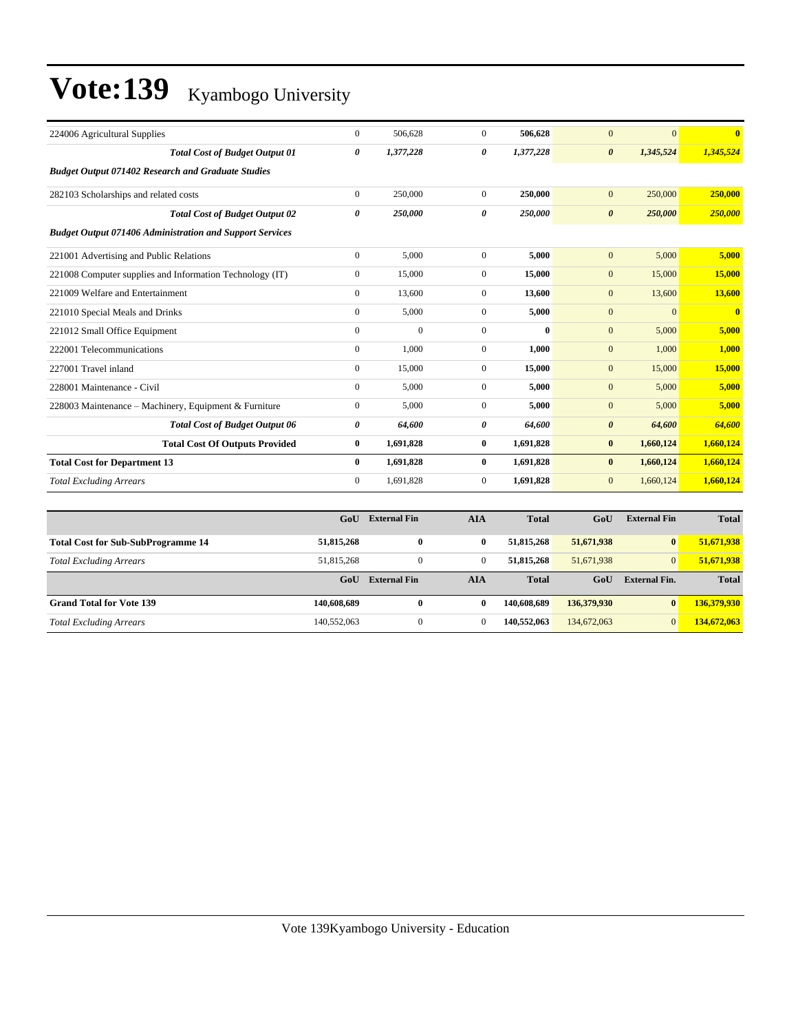# Vote:139 Kyambogo University

| | | | | | | | |
|---|---|---|---|---|---|---|---|
| 224006 Agricultural Supplies | 0 | 506,628 | 0 | **506,628** | 0 | 0 | **0** |
| ***Total Cost of Budget Output 01*** | ***0*** | ***1,377,228*** | ***0*** | ***1,377,228*** | ***0*** | ***1,345,524*** | ***1,345,524*** |
| ***Budget Output 071402 Research and Graduate Studies*** | | | | | | | |
| 282103 Scholarships and related costs | 0 | 250,000 | 0 | **250,000** | 0 | 250,000 | **250,000** |
| ***Total Cost of Budget Output 02*** | ***0*** | ***250,000*** | ***0*** | ***250,000*** | ***0*** | ***250,000*** | ***250,000*** |
| ***Budget Output 071406 Administration and Support Services*** | | | | | | | |
| 221001 Advertising and Public Relations | 0 | 5,000 | 0 | **5,000** | 0 | 5,000 | **5,000** |
| 221008 Computer supplies and Information Technology (IT) | 0 | 15,000 | 0 | **15,000** | 0 | 15,000 | **15,000** |
| 221009 Welfare and Entertainment | 0 | 13,600 | 0 | **13,600** | 0 | 13,600 | **13,600** |
| 221010 Special Meals and Drinks | 0 | 5,000 | 0 | **5,000** | 0 | 0 | **0** |
| 221012 Small Office Equipment | 0 | 0 | 0 | **0** | 0 | 5,000 | **5,000** |
| 222001 Telecommunications | 0 | 1,000 | 0 | **1,000** | 0 | 1,000 | **1,000** |
| 227001 Travel inland | 0 | 15,000 | 0 | **15,000** | 0 | 15,000 | **15,000** |
| 228001 Maintenance - Civil | 0 | 5,000 | 0 | **5,000** | 0 | 5,000 | **5,000** |
| 228003 Maintenance – Machinery, Equipment & Furniture | 0 | 5,000 | 0 | **5,000** | 0 | 5,000 | **5,000** |
| ***Total Cost of Budget Output 06*** | ***0*** | ***64,600*** | ***0*** | ***64,600*** | ***0*** | ***64,600*** | ***64,600*** |
| **Total Cost Of Outputs Provided** | **0** | **1,691,828** | **0** | **1,691,828** | **0** | **1,660,124** | **1,660,124** |
| **Total Cost for Department 13** | **0** | **1,691,828** | **0** | **1,691,828** | **0** | **1,660,124** | **1,660,124** |
| *Total Excluding Arrears* | 0 | 1,691,828 | 0 | **1,691,828** | 0 | 1,660,124 | **1,660,124** |

| | GoU | External Fin | AIA | Total | GoU | External Fin | Total |
|---|---|---|---|---|---|---|---|
| **Total Cost for Sub-SubProgramme 14** | **51,815,268** | **0** | **0** | **51,815,268** | **51,671,938** | **0** | **51,671,938** |
| *Total Excluding Arrears* | 51,815,268 | 0 | 0 | **51,815,268** | 51,671,938 | 0 | **51,671,938** |
| | **GoU** | **External Fin** | **AIA** | **Total** | **GoU** | **External Fin.** | **Total** |
| **Grand Total for Vote 139** | **140,608,689** | **0** | **0** | **140,608,689** | **136,379,930** | **0** | **136,379,930** |
| *Total Excluding Arrears* | 140,552,063 | 0 | 0 | **140,552,063** | 134,672,063 | 0 | **134,672,063** |